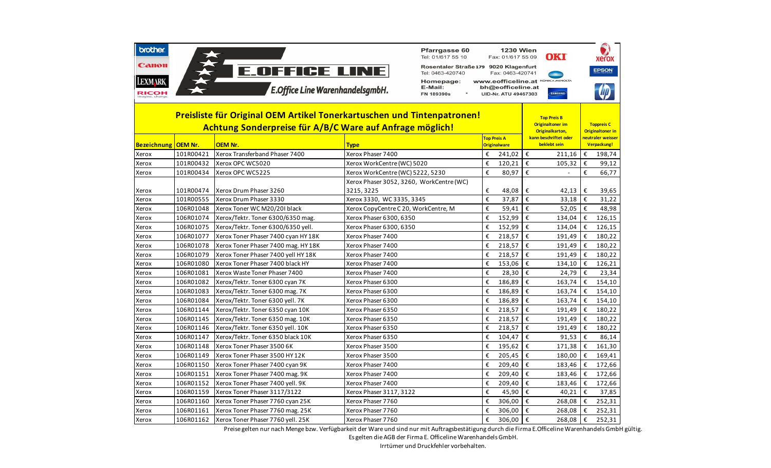**E.OFFICE LINE**

*E.Office Line WarenhandelsgmbH.*

Pfarrgasse 60 1230 Wien
Tel: 01/617 55 10 Fax: 01/617 55 09

Rosentaler Straße 179 9020 Klagenfurt
Tel: 0463-420740 Fax: 0463-420741

Homepage: www.eofficeline.at
E-Mail: bh@eofficeline.at
FN 189390s UID-Nr. ATU 49467303

# Preisliste für Original OEM Artikel Tonerkartuschen und Tintenpatronen!

## Achtung Sonderpreise für A/B/C Ware auf Anfrage möglich!

| Bezeichnung | OEM Nr. | OEM Nr. | Type | Top Preis A Originalware | Top Preis B Originaltoner im Originalkarton, kann beschriftet oder beklebt sein | Toppreis C Originaltoner in neutraler weisser Verpackung! |
|---|---|---|---|---|---|---|
| Xerox | 101R00421 | Xerox Transferband Phaser 7400 | Xerox Phaser 7400 | € 241,02 | € 211,16 | € 198,74 |
| Xerox | 101R00432 | Xerox OPC WC5020 | Xerox WorkCentre (WC) 5020 | € 120,21 | € 105,32 | € 99,12 |
| Xerox | 101R00434 | Xerox OPC WC5225 | Xerox WorkCentre (WC) 5222, 5230 | € 80,97 | € - | € 66,77 |
| Xerox | 101R00474 | Xerox Drum Phaser 3260 | Xerox Phaser 3052, 3260, WorkCentre (WC) 3215, 3225 | € 48,08 | € 42,13 | € 39,65 |
| Xerox | 101R00555 | Xerox Drum Phaser 3330 | Xerox 3330, WC 3335, 3345 | € 37,87 | € 33,18 | € 31,22 |
| Xerox | 106R01048 | Xerox Toner WC M20/20I black | Xerox CopyCentre C 20, WorkCentre, M | € 59,41 | € 52,05 | € 48,98 |
| Xerox | 106R01074 | Xerox/Tektr. Toner 6300/6350 mag. | Xerox Phaser 6300, 6350 | € 152,99 | € 134,04 | € 126,15 |
| Xerox | 106R01075 | Xerox/Tektr. Toner 6300/6350 yell. | Xerox Phaser 6300, 6350 | € 152,99 | € 134,04 | € 126,15 |
| Xerox | 106R01077 | Xerox Toner Phaser 7400 cyan HY 18K | Xerox Phaser 7400 | € 218,57 | € 191,49 | € 180,22 |
| Xerox | 106R01078 | Xerox Toner Phaser 7400 mag. HY 18K | Xerox Phaser 7400 | € 218,57 | € 191,49 | € 180,22 |
| Xerox | 106R01079 | Xerox Toner Phaser 7400 yell HY 18K | Xerox Phaser 7400 | € 218,57 | € 191,49 | € 180,22 |
| Xerox | 106R01080 | Xerox Toner Phaser 7400 black HY | Xerox Phaser 7400 | € 153,06 | € 134,10 | € 126,21 |
| Xerox | 106R01081 | Xerox Waste Toner Phaser 7400 | Xerox Phaser 7400 | € 28,30 | € 24,79 | € 23,34 |
| Xerox | 106R01082 | Xerox/Tektr. Toner 6300 cyan 7K | Xerox Phaser 6300 | € 186,89 | € 163,74 | € 154,10 |
| Xerox | 106R01083 | Xerox/Tektr. Toner 6300 mag. 7K | Xerox Phaser 6300 | € 186,89 | € 163,74 | € 154,10 |
| Xerox | 106R01084 | Xerox/Tektr. Toner 6300 yell. 7K | Xerox Phaser 6300 | € 186,89 | € 163,74 | € 154,10 |
| Xerox | 106R01144 | Xerox/Tektr. Toner 6350 cyan 10K | Xerox Phaser 6350 | € 218,57 | € 191,49 | € 180,22 |
| Xerox | 106R01145 | Xerox/Tektr. Toner 6350 mag. 10K | Xerox Phaser 6350 | € 218,57 | € 191,49 | € 180,22 |
| Xerox | 106R01146 | Xerox/Tektr. Toner 6350 yell. 10K | Xerox Phaser 6350 | € 218,57 | € 191,49 | € 180,22 |
| Xerox | 106R01147 | Xerox/Tektr. Toner 6350 black 10K | Xerox Phaser 6350 | € 104,47 | € 91,53 | € 86,14 |
| Xerox | 106R01148 | Xerox Toner Phaser 3500 6K | Xerox Phaser 3500 | € 195,62 | € 171,38 | € 161,30 |
| Xerox | 106R01149 | Xerox Toner Phaser 3500 HY 12K | Xerox Phaser 3500 | € 205,45 | € 180,00 | € 169,41 |
| Xerox | 106R01150 | Xerox Toner Phaser 7400 cyan 9K | Xerox Phaser 7400 | € 209,40 | € 183,46 | € 172,66 |
| Xerox | 106R01151 | Xerox Toner Phaser 7400 mag. 9K | Xerox Phaser 7400 | € 209,40 | € 183,46 | € 172,66 |
| Xerox | 106R01152 | Xerox Toner Phaser 7400 yell. 9K | Xerox Phaser 7400 | € 209,40 | € 183,46 | € 172,66 |
| Xerox | 106R01159 | Xerox Toner Phaser 3117/3122 | Xerox Phaser 3117, 3122 | € 45,90 | € 40,21 | € 37,85 |
| Xerox | 106R01160 | Xerox Toner Phaser 7760 cyan 25K | Xerox Phaser 7760 | € 306,00 | € 268,08 | € 252,31 |
| Xerox | 106R01161 | Xerox Toner Phaser 7760 mag. 25K | Xerox Phaser 7760 | € 306,00 | € 268,08 | € 252,31 |
| Xerox | 106R01162 | Xerox Toner Phaser 7760 yell. 25K | Xerox Phaser 7760 | € 306,00 | € 268,08 | € 252,31 |

Preise gelten nur nach Menge bzw. Verfügbarkeit der Ware und sind nur mit Auftragsbestätigung durch die Firma E.Officeline Warenhandels GmbH gültig.
Es gelten die AGB der Firma E. Officeline Warenhandels GmbH.
Irrtümer und Druckfehler vorbehalten.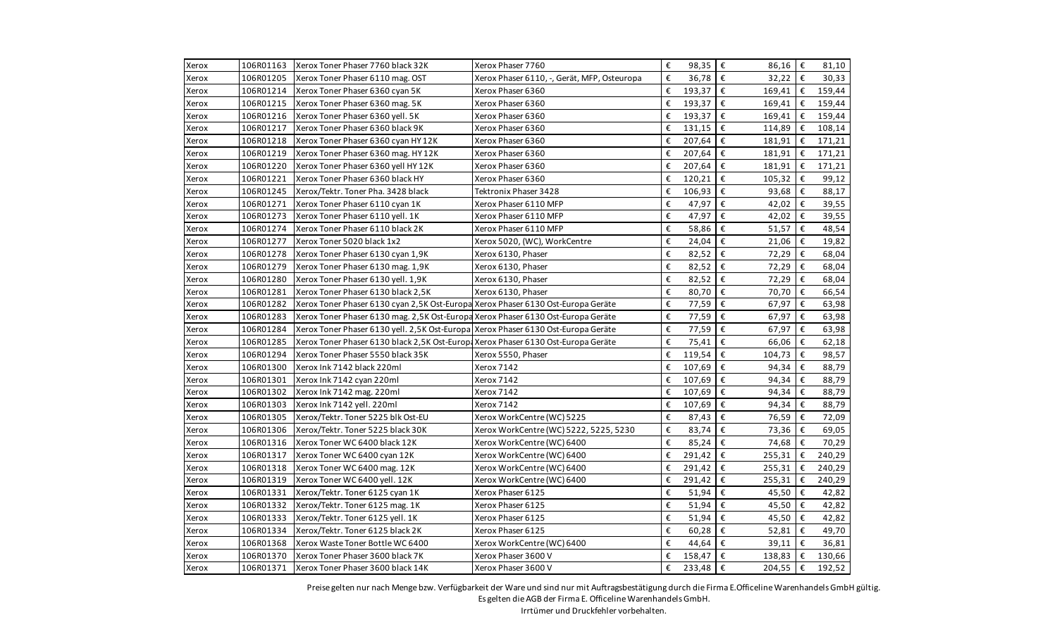| Xerox | 106R01163 | Xerox Toner Phaser 7760 black 32K | Xerox Phaser 7760 | € | 98,35 | € | 86,16 | € | 81,10 |
|---|---|---|---|---|---|---|---|---|---|
| Xerox | 106R01205 | Xerox Toner Phaser 6110 mag. OST | Xerox Phaser 6110, -, Gerät, MFP, Osteuropa | € | 36,78 | € | 32,22 | € | 30,33 |
| Xerox | 106R01214 | Xerox Toner Phaser 6360 cyan 5K | Xerox Phaser 6360 | € | 193,37 | € | 169,41 | € | 159,44 |
| Xerox | 106R01215 | Xerox Toner Phaser 6360 mag. 5K | Xerox Phaser 6360 | € | 193,37 | € | 169,41 | € | 159,44 |
| Xerox | 106R01216 | Xerox Toner Phaser 6360 yell. 5K | Xerox Phaser 6360 | € | 193,37 | € | 169,41 | € | 159,44 |
| Xerox | 106R01217 | Xerox Toner Phaser 6360 black 9K | Xerox Phaser 6360 | € | 131,15 | € | 114,89 | € | 108,14 |
| Xerox | 106R01218 | Xerox Toner Phaser 6360 cyan HY 12K | Xerox Phaser 6360 | € | 207,64 | € | 181,91 | € | 171,21 |
| Xerox | 106R01219 | Xerox Toner Phaser 6360 mag. HY 12K | Xerox Phaser 6360 | € | 207,64 | € | 181,91 | € | 171,21 |
| Xerox | 106R01220 | Xerox Toner Phaser 6360 yell HY 12K | Xerox Phaser 6360 | € | 207,64 | € | 181,91 | € | 171,21 |
| Xerox | 106R01221 | Xerox Toner Phaser 6360 black HY | Xerox Phaser 6360 | € | 120,21 | € | 105,32 | € | 99,12 |
| Xerox | 106R01245 | Xerox/Tektr. Toner Pha. 3428 black | Tektronix Phaser 3428 | € | 106,93 | € | 93,68 | € | 88,17 |
| Xerox | 106R01271 | Xerox Toner Phaser 6110 cyan 1K | Xerox Phaser 6110 MFP | € | 47,97 | € | 42,02 | € | 39,55 |
| Xerox | 106R01273 | Xerox Toner Phaser 6110 yell. 1K | Xerox Phaser 6110 MFP | € | 47,97 | € | 42,02 | € | 39,55 |
| Xerox | 106R01274 | Xerox Toner Phaser 6110 black 2K | Xerox Phaser 6110 MFP | € | 58,86 | € | 51,57 | € | 48,54 |
| Xerox | 106R01277 | Xerox Toner 5020 black 1x2 | Xerox 5020, (WC), WorkCentre | € | 24,04 | € | 21,06 | € | 19,82 |
| Xerox | 106R01278 | Xerox Toner Phaser 6130 cyan 1,9K | Xerox 6130, Phaser | € | 82,52 | € | 72,29 | € | 68,04 |
| Xerox | 106R01279 | Xerox Toner Phaser 6130 mag. 1,9K | Xerox 6130, Phaser | € | 82,52 | € | 72,29 | € | 68,04 |
| Xerox | 106R01280 | Xerox Toner Phaser 6130 yell. 1,9K | Xerox 6130, Phaser | € | 82,52 | € | 72,29 | € | 68,04 |
| Xerox | 106R01281 | Xerox Toner Phaser 6130 black 2,5K | Xerox 6130, Phaser | € | 80,70 | € | 70,70 | € | 66,54 |
| Xerox | 106R01282 | Xerox Toner Phaser 6130 cyan 2,5K Ost-Europa | Xerox Phaser 6130 Ost-Europa Geräte | € | 77,59 | € | 67,97 | € | 63,98 |
| Xerox | 106R01283 | Xerox Toner Phaser 6130 mag. 2,5K Ost-Europa | Xerox Phaser 6130 Ost-Europa Geräte | € | 77,59 | € | 67,97 | € | 63,98 |
| Xerox | 106R01284 | Xerox Toner Phaser 6130 yell. 2,5K Ost-Europa | Xerox Phaser 6130 Ost-Europa Geräte | € | 77,59 | € | 67,97 | € | 63,98 |
| Xerox | 106R01285 | Xerox Toner Phaser 6130 black 2,5K Ost-Europa | Xerox Phaser 6130 Ost-Europa Geräte | € | 75,41 | € | 66,06 | € | 62,18 |
| Xerox | 106R01294 | Xerox Toner Phaser 5550 black 35K | Xerox 5550, Phaser | € | 119,54 | € | 104,73 | € | 98,57 |
| Xerox | 106R01300 | Xerox Ink 7142 black 220ml | Xerox 7142 | € | 107,69 | € | 94,34 | € | 88,79 |
| Xerox | 106R01301 | Xerox Ink 7142 cyan 220ml | Xerox 7142 | € | 107,69 | € | 94,34 | € | 88,79 |
| Xerox | 106R01302 | Xerox Ink 7142 mag. 220ml | Xerox 7142 | € | 107,69 | € | 94,34 | € | 88,79 |
| Xerox | 106R01303 | Xerox Ink 7142 yell. 220ml | Xerox 7142 | € | 107,69 | € | 94,34 | € | 88,79 |
| Xerox | 106R01305 | Xerox/Tektr. Toner 5225 blk Ost-EU | Xerox WorkCentre (WC) 5225 | € | 87,43 | € | 76,59 | € | 72,09 |
| Xerox | 106R01306 | Xerox/Tektr. Toner 5225 black 30K | Xerox WorkCentre (WC) 5222, 5225, 5230 | € | 83,74 | € | 73,36 | € | 69,05 |
| Xerox | 106R01316 | Xerox Toner WC 6400 black 12K | Xerox WorkCentre (WC) 6400 | € | 85,24 | € | 74,68 | € | 70,29 |
| Xerox | 106R01317 | Xerox Toner WC 6400 cyan 12K | Xerox WorkCentre (WC) 6400 | € | 291,42 | € | 255,31 | € | 240,29 |
| Xerox | 106R01318 | Xerox Toner WC 6400 mag. 12K | Xerox WorkCentre (WC) 6400 | € | 291,42 | € | 255,31 | € | 240,29 |
| Xerox | 106R01319 | Xerox Toner WC 6400 yell. 12K | Xerox WorkCentre (WC) 6400 | € | 291,42 | € | 255,31 | € | 240,29 |
| Xerox | 106R01331 | Xerox/Tektr. Toner 6125 cyan 1K | Xerox Phaser 6125 | € | 51,94 | € | 45,50 | € | 42,82 |
| Xerox | 106R01332 | Xerox/Tektr. Toner 6125 mag. 1K | Xerox Phaser 6125 | € | 51,94 | € | 45,50 | € | 42,82 |
| Xerox | 106R01333 | Xerox/Tektr. Toner 6125 yell. 1K | Xerox Phaser 6125 | € | 51,94 | € | 45,50 | € | 42,82 |
| Xerox | 106R01334 | Xerox/Tektr. Toner 6125 black 2K | Xerox Phaser 6125 | € | 60,28 | € | 52,81 | € | 49,70 |
| Xerox | 106R01368 | Xerox Waste Toner Bottle WC 6400 | Xerox WorkCentre (WC) 6400 | € | 44,64 | € | 39,11 | € | 36,81 |
| Xerox | 106R01370 | Xerox Toner Phaser 3600 black 7K | Xerox Phaser 3600 V | € | 158,47 | € | 138,83 | € | 130,66 |
| Xerox | 106R01371 | Xerox Toner Phaser 3600 black 14K | Xerox Phaser 3600 V | € | 233,48 | € | 204,55 | € | 192,52 |

Preise gelten nur nach Menge bzw. Verfügbarkeit der Ware und sind nur mit Auftragsbestätigung durch die Firma E.Officeline Warenhandels GmbH gültig.
Es gelten die AGB der Firma E. Officeline Warenhandels GmbH.
Irrtümer und Druckfehler vorbehalten.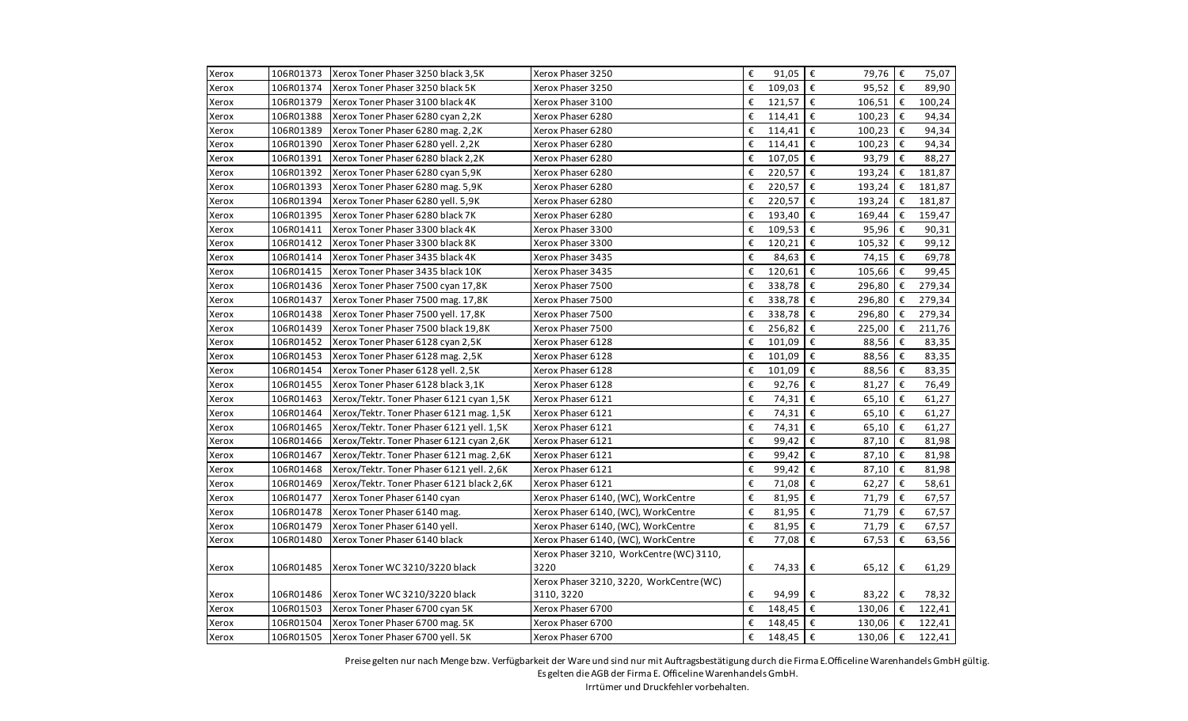| | | | | | | |
|---|---|---|---|---|---|---|
| Xerox | 106R01373 | Xerox Toner Phaser 3250 black 3,5K | Xerox Phaser 3250 | € 91,05 | € 79,76 | € 75,07 |
| Xerox | 106R01374 | Xerox Toner Phaser 3250 black 5K | Xerox Phaser 3250 | € 109,03 | € 95,52 | € 89,90 |
| Xerox | 106R01379 | Xerox Toner Phaser 3100 black 4K | Xerox Phaser 3100 | € 121,57 | € 106,51 | € 100,24 |
| Xerox | 106R01388 | Xerox Toner Phaser 6280 cyan 2,2K | Xerox Phaser 6280 | € 114,41 | € 100,23 | € 94,34 |
| Xerox | 106R01389 | Xerox Toner Phaser 6280 mag. 2,2K | Xerox Phaser 6280 | € 114,41 | € 100,23 | € 94,34 |
| Xerox | 106R01390 | Xerox Toner Phaser 6280 yell. 2,2K | Xerox Phaser 6280 | € 114,41 | € 100,23 | € 94,34 |
| Xerox | 106R01391 | Xerox Toner Phaser 6280 black 2,2K | Xerox Phaser 6280 | € 107,05 | € 93,79 | € 88,27 |
| Xerox | 106R01392 | Xerox Toner Phaser 6280 cyan 5,9K | Xerox Phaser 6280 | € 220,57 | € 193,24 | € 181,87 |
| Xerox | 106R01393 | Xerox Toner Phaser 6280 mag. 5,9K | Xerox Phaser 6280 | € 220,57 | € 193,24 | € 181,87 |
| Xerox | 106R01394 | Xerox Toner Phaser 6280 yell. 5,9K | Xerox Phaser 6280 | € 220,57 | € 193,24 | € 181,87 |
| Xerox | 106R01395 | Xerox Toner Phaser 6280 black 7K | Xerox Phaser 6280 | € 193,40 | € 169,44 | € 159,47 |
| Xerox | 106R01411 | Xerox Toner Phaser 3300 black 4K | Xerox Phaser 3300 | € 109,53 | € 95,96 | € 90,31 |
| Xerox | 106R01412 | Xerox Toner Phaser 3300 black 8K | Xerox Phaser 3300 | € 120,21 | € 105,32 | € 99,12 |
| Xerox | 106R01414 | Xerox Toner Phaser 3435 black 4K | Xerox Phaser 3435 | € 84,63 | € 74,15 | € 69,78 |
| Xerox | 106R01415 | Xerox Toner Phaser 3435 black 10K | Xerox Phaser 3435 | € 120,61 | € 105,66 | € 99,45 |
| Xerox | 106R01436 | Xerox Toner Phaser 7500 cyan 17,8K | Xerox Phaser 7500 | € 338,78 | € 296,80 | € 279,34 |
| Xerox | 106R01437 | Xerox Toner Phaser 7500 mag. 17,8K | Xerox Phaser 7500 | € 338,78 | € 296,80 | € 279,34 |
| Xerox | 106R01438 | Xerox Toner Phaser 7500 yell. 17,8K | Xerox Phaser 7500 | € 338,78 | € 296,80 | € 279,34 |
| Xerox | 106R01439 | Xerox Toner Phaser 7500 black 19,8K | Xerox Phaser 7500 | € 256,82 | € 225,00 | € 211,76 |
| Xerox | 106R01452 | Xerox Toner Phaser 6128 cyan 2,5K | Xerox Phaser 6128 | € 101,09 | € 88,56 | € 83,35 |
| Xerox | 106R01453 | Xerox Toner Phaser 6128 mag. 2,5K | Xerox Phaser 6128 | € 101,09 | € 88,56 | € 83,35 |
| Xerox | 106R01454 | Xerox Toner Phaser 6128 yell. 2,5K | Xerox Phaser 6128 | € 101,09 | € 88,56 | € 83,35 |
| Xerox | 106R01455 | Xerox Toner Phaser 6128 black 3,1K | Xerox Phaser 6128 | € 92,76 | € 81,27 | € 76,49 |
| Xerox | 106R01463 | Xerox/Tektr. Toner Phaser 6121 cyan 1,5K | Xerox Phaser 6121 | € 74,31 | € 65,10 | € 61,27 |
| Xerox | 106R01464 | Xerox/Tektr. Toner Phaser 6121 mag. 1,5K | Xerox Phaser 6121 | € 74,31 | € 65,10 | € 61,27 |
| Xerox | 106R01465 | Xerox/Tektr. Toner Phaser 6121 yell. 1,5K | Xerox Phaser 6121 | € 74,31 | € 65,10 | € 61,27 |
| Xerox | 106R01466 | Xerox/Tektr. Toner Phaser 6121 cyan 2,6K | Xerox Phaser 6121 | € 99,42 | € 87,10 | € 81,98 |
| Xerox | 106R01467 | Xerox/Tektr. Toner Phaser 6121 mag. 2,6K | Xerox Phaser 6121 | € 99,42 | € 87,10 | € 81,98 |
| Xerox | 106R01468 | Xerox/Tektr. Toner Phaser 6121 yell. 2,6K | Xerox Phaser 6121 | € 99,42 | € 87,10 | € 81,98 |
| Xerox | 106R01469 | Xerox/Tektr. Toner Phaser 6121 black 2,6K | Xerox Phaser 6121 | € 71,08 | € 62,27 | € 58,61 |
| Xerox | 106R01477 | Xerox Toner Phaser 6140 cyan | Xerox Phaser 6140, (WC), WorkCentre | € 81,95 | € 71,79 | € 67,57 |
| Xerox | 106R01478 | Xerox Toner Phaser 6140 mag. | Xerox Phaser 6140, (WC), WorkCentre | € 81,95 | € 71,79 | € 67,57 |
| Xerox | 106R01479 | Xerox Toner Phaser 6140 yell. | Xerox Phaser 6140, (WC), WorkCentre | € 81,95 | € 71,79 | € 67,57 |
| Xerox | 106R01480 | Xerox Toner Phaser 6140 black | Xerox Phaser 6140, (WC), WorkCentre | € 77,08 | € 67,53 | € 63,56 |
| Xerox | 106R01485 | Xerox Toner WC 3210/3220 black | Xerox Phaser 3210, WorkCentre (WC) 3110, 3220 | € 74,33 | € 65,12 | € 61,29 |
| Xerox | 106R01486 | Xerox Toner WC 3210/3220 black | Xerox Phaser 3210, 3220, WorkCentre (WC) 3110, 3220 | € 94,99 | € 83,22 | € 78,32 |
| Xerox | 106R01503 | Xerox Toner Phaser 6700 cyan 5K | Xerox Phaser 6700 | € 148,45 | € 130,06 | € 122,41 |
| Xerox | 106R01504 | Xerox Toner Phaser 6700 mag. 5K | Xerox Phaser 6700 | € 148,45 | € 130,06 | € 122,41 |
| Xerox | 106R01505 | Xerox Toner Phaser 6700 yell. 5K | Xerox Phaser 6700 | € 148,45 | € 130,06 | € 122,41 |

Preise gelten nur nach Menge bzw. Verfügbarkeit der Ware und sind nur mit Auftragsbestätigung durch die Firma E.Officeline Warenhandels GmbH gültig.
Es gelten die AGB der Firma E. Officeline Warenhandels GmbH.
Irrtümer und Druckfehler vorbehalten.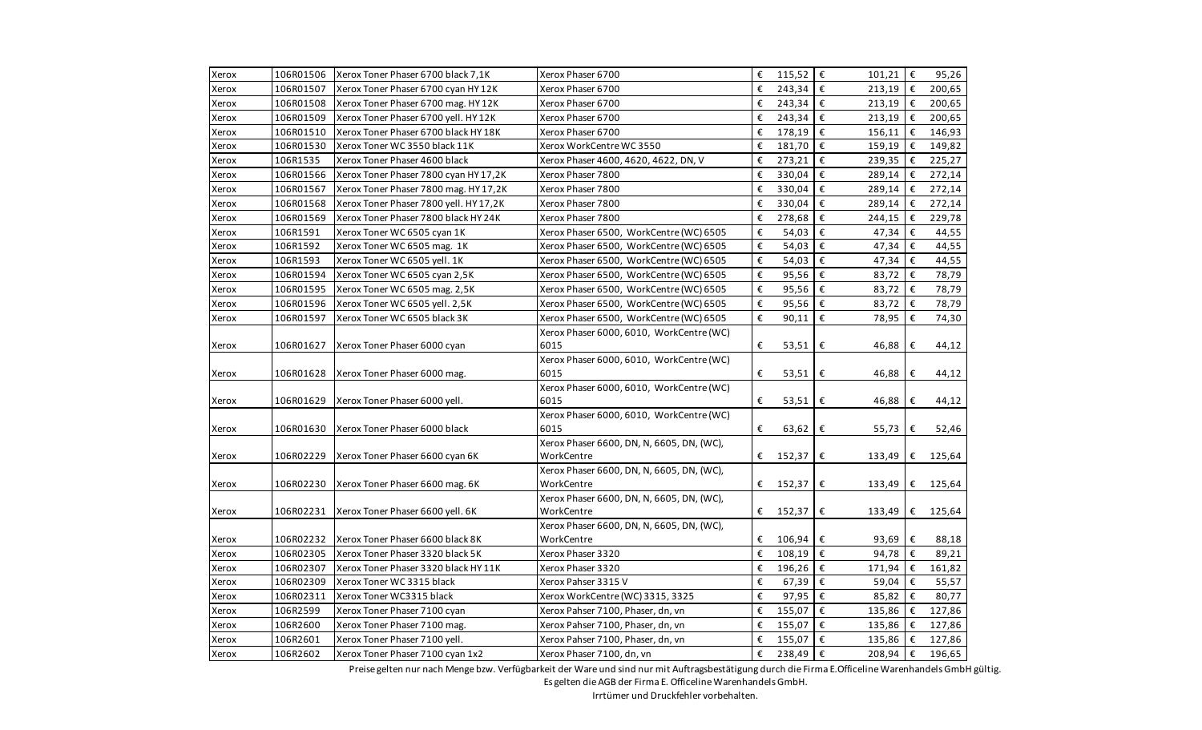| | | | | | | |
|---|---|---|---|---|---|---|
| Xerox | 106R01506 | Xerox Toner Phaser 6700 black 7,1K | Xerox Phaser 6700 | € 115,52 | € 101,21 | € 95,26 |
| Xerox | 106R01507 | Xerox Toner Phaser 6700 cyan HY 12K | Xerox Phaser 6700 | € 243,34 | € 213,19 | € 200,65 |
| Xerox | 106R01508 | Xerox Toner Phaser 6700 mag. HY 12K | Xerox Phaser 6700 | € 243,34 | € 213,19 | € 200,65 |
| Xerox | 106R01509 | Xerox Toner Phaser 6700 yell. HY 12K | Xerox Phaser 6700 | € 243,34 | € 213,19 | € 200,65 |
| Xerox | 106R01510 | Xerox Toner Phaser 6700 black HY 18K | Xerox Phaser 6700 | € 178,19 | € 156,11 | € 146,93 |
| Xerox | 106R01530 | Xerox Toner WC 3550 black 11K | Xerox WorkCentre WC 3550 | € 181,70 | € 159,19 | € 149,82 |
| Xerox | 106R1535 | Xerox Toner Phaser 4600 black | Xerox Phaser 4600, 4620, 4622, DN, V | € 273,21 | € 239,35 | € 225,27 |
| Xerox | 106R01566 | Xerox Toner Phaser 7800 cyan HY 17,2K | Xerox Phaser 7800 | € 330,04 | € 289,14 | € 272,14 |
| Xerox | 106R01567 | Xerox Toner Phaser 7800 mag. HY 17,2K | Xerox Phaser 7800 | € 330,04 | € 289,14 | € 272,14 |
| Xerox | 106R01568 | Xerox Toner Phaser 7800 yell. HY 17,2K | Xerox Phaser 7800 | € 330,04 | € 289,14 | € 272,14 |
| Xerox | 106R01569 | Xerox Toner Phaser 7800 black HY 24K | Xerox Phaser 7800 | € 278,68 | € 244,15 | € 229,78 |
| Xerox | 106R1591 | Xerox Toner WC 6505 cyan 1K | Xerox Phaser 6500, WorkCentre (WC) 6505 | € 54,03 | € 47,34 | € 44,55 |
| Xerox | 106R1592 | Xerox Toner WC 6505 mag. 1K | Xerox Phaser 6500, WorkCentre (WC) 6505 | € 54,03 | € 47,34 | € 44,55 |
| Xerox | 106R1593 | Xerox Toner WC 6505 yell. 1K | Xerox Phaser 6500, WorkCentre (WC) 6505 | € 54,03 | € 47,34 | € 44,55 |
| Xerox | 106R01594 | Xerox Toner WC 6505 cyan 2,5K | Xerox Phaser 6500, WorkCentre (WC) 6505 | € 95,56 | € 83,72 | € 78,79 |
| Xerox | 106R01595 | Xerox Toner WC 6505 mag. 2,5K | Xerox Phaser 6500, WorkCentre (WC) 6505 | € 95,56 | € 83,72 | € 78,79 |
| Xerox | 106R01596 | Xerox Toner WC 6505 yell. 2,5K | Xerox Phaser 6500, WorkCentre (WC) 6505 | € 95,56 | € 83,72 | € 78,79 |
| Xerox | 106R01597 | Xerox Toner WC 6505 black 3K | Xerox Phaser 6500, WorkCentre (WC) 6505 | € 90,11 | € 78,95 | € 74,30 |
| Xerox | 106R01627 | Xerox Toner Phaser 6000 cyan | Xerox Phaser 6000, 6010, WorkCentre (WC) 6015 | € 53,51 | € 46,88 | € 44,12 |
| Xerox | 106R01628 | Xerox Toner Phaser 6000 mag. | Xerox Phaser 6000, 6010, WorkCentre (WC) 6015 | € 53,51 | € 46,88 | € 44,12 |
| Xerox | 106R01629 | Xerox Toner Phaser 6000 yell. | Xerox Phaser 6000, 6010, WorkCentre (WC) 6015 | € 53,51 | € 46,88 | € 44,12 |
| Xerox | 106R01630 | Xerox Toner Phaser 6000 black | Xerox Phaser 6000, 6010, WorkCentre (WC) 6015 | € 63,62 | € 55,73 | € 52,46 |
| Xerox | 106R02229 | Xerox Toner Phaser 6600 cyan 6K | Xerox Phaser 6600, DN, N, 6605, DN, (WC), WorkCentre | € 152,37 | € 133,49 | € 125,64 |
| Xerox | 106R02230 | Xerox Toner Phaser 6600 mag. 6K | Xerox Phaser 6600, DN, N, 6605, DN, (WC), WorkCentre | € 152,37 | € 133,49 | € 125,64 |
| Xerox | 106R02231 | Xerox Toner Phaser 6600 yell. 6K | Xerox Phaser 6600, DN, N, 6605, DN, (WC), WorkCentre | € 152,37 | € 133,49 | € 125,64 |
| Xerox | 106R02232 | Xerox Toner Phaser 6600 black 8K | Xerox Phaser 6600, DN, N, 6605, DN, (WC), WorkCentre | € 106,94 | € 93,69 | € 88,18 |
| Xerox | 106R02305 | Xerox Toner Phaser 3320 black 5K | Xerox Phaser 3320 | € 108,19 | € 94,78 | € 89,21 |
| Xerox | 106R02307 | Xerox Toner Phaser 3320 black HY 11K | Xerox Phaser 3320 | € 196,26 | € 171,94 | € 161,82 |
| Xerox | 106R02309 | Xerox Toner WC 3315 black | Xerox Pahser 3315 V | € 67,39 | € 59,04 | € 55,57 |
| Xerox | 106R02311 | Xerox Toner WC3315 black | Xerox WorkCentre (WC) 3315, 3325 | € 97,95 | € 85,82 | € 80,77 |
| Xerox | 106R2599 | Xerox Toner Phaser 7100 cyan | Xerox Pahser 7100, Phaser, dn, vn | € 155,07 | € 135,86 | € 127,86 |
| Xerox | 106R2600 | Xerox Toner Phaser 7100 mag. | Xerox Pahser 7100, Phaser, dn, vn | € 155,07 | € 135,86 | € 127,86 |
| Xerox | 106R2601 | Xerox Toner Phaser 7100 yell. | Xerox Pahser 7100, Phaser, dn, vn | € 155,07 | € 135,86 | € 127,86 |
| Xerox | 106R2602 | Xerox Toner Phaser 7100 cyan 1x2 | Xerox Phaser 7100, dn, vn | € 238,49 | € 208,94 | € 196,65 |

Preise gelten nur nach Menge bzw. Verfügbarkeit der Ware und sind nur mit Auftragsbestätigung durch die Firma E.Officeline Warenhandels GmbH gültig.
Es gelten die AGB der Firma E. Officeline Warenhandels GmbH.
Irrtümer und Druckfehler vorbehalten.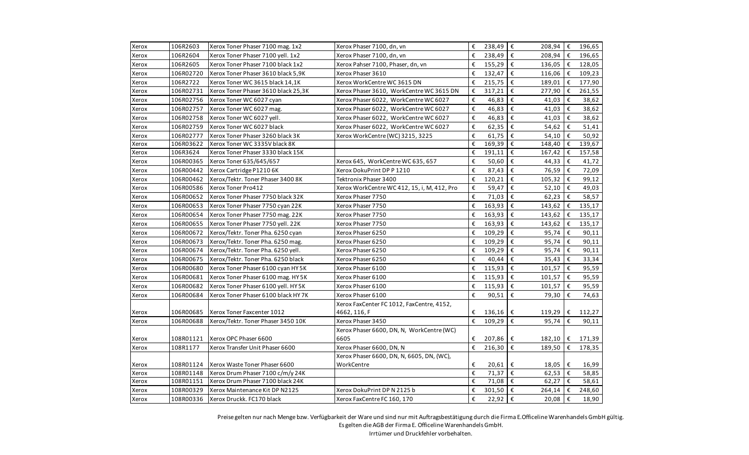| Xerox | 106R2603 | Xerox Toner Phaser 7100 mag. 1x2 | Xerox Phaser 7100, dn, vn | € 238,49 | € 208,94 | € 196,65 |
|---|---|---|---|---|---|---|
| Xerox | 106R2604 | Xerox Toner Phaser 7100 yell. 1x2 | Xerox Phaser 7100, dn, vn | € 238,49 | € 208,94 | € 196,65 |
| Xerox | 106R2605 | Xerox Toner Phaser 7100 black 1x2 | Xerox Pahser 7100, Phaser, dn, vn | € 155,29 | € 136,05 | € 128,05 |
| Xerox | 106R02720 | Xerox Toner Phaser 3610 black 5,9K | Xerox Phaser 3610 | € 132,47 | € 116,06 | € 109,23 |
| Xerox | 106R2722 | Xerox Toner WC 3615 black 14,1K | Xerox WorkCentre WC 3615 DN | € 215,75 | € 189,01 | € 177,90 |
| Xerox | 106R02731 | Xerox Toner Phaser 3610 black 25,3K | Xerox Phaser 3610, WorkCentre WC 3615 DN | € 317,21 | € 277,90 | € 261,55 |
| Xerox | 106R02756 | Xerox Toner WC 6027 cyan | Xerox Phaser 6022, WorkCentre WC 6027 | € 46,83 | € 41,03 | € 38,62 |
| Xerox | 106R02757 | Xerox Toner WC 6027 mag. | Xerox Phaser 6022, WorkCentre WC 6027 | € 46,83 | € 41,03 | € 38,62 |
| Xerox | 106R02758 | Xerox Toner WC 6027 yell. | Xerox Phaser 6022, WorkCentre WC 6027 | € 46,83 | € 41,03 | € 38,62 |
| Xerox | 106R02759 | Xerox Toner WC 6027 black | Xerox Phaser 6022, WorkCentre WC 6027 | € 62,35 | € 54,62 | € 51,41 |
| Xerox | 106R02777 | Xerox Toner Phaser 3260 black 3K | Xerox WorkCentre (WC) 3215, 3225 | € 61,75 | € 54,10 | € 50,92 |
| Xerox | 106R03622 | Xerox Toner WC 3335V black 8K | | € 169,39 | € 148,40 | € 139,67 |
| Xerox | 106R3624 | Xerox Toner Phaser 3330 black 15K | | € 191,11 | € 167,42 | € 157,58 |
| Xerox | 106R00365 | Xerox Toner 635/645/657 | Xerox 645, WorkCentre WC 635, 657 | € 50,60 | € 44,33 | € 41,72 |
| Xerox | 106R00442 | Xerox Cartridge P1210 6K | Xerox DokuPrint DP P 1210 | € 87,43 | € 76,59 | € 72,09 |
| Xerox | 106R00462 | Xerox/Tektr. Toner Phaser 3400 8K | Tektronix Phaser 3400 | € 120,21 | € 105,32 | € 99,12 |
| Xerox | 106R00586 | Xerox Toner Pro412 | Xerox WorkCentre WC 412, 15, i, M, 412, Pro | € 59,47 | € 52,10 | € 49,03 |
| Xerox | 106R00652 | Xerox Toner Phaser 7750 black 32K | Xerox Phaser 7750 | € 71,03 | € 62,23 | € 58,57 |
| Xerox | 106R00653 | Xerox Toner Phaser 7750 cyan 22K | Xerox Phaser 7750 | € 163,93 | € 143,62 | € 135,17 |
| Xerox | 106R00654 | Xerox Toner Phaser 7750 mag. 22K | Xerox Phaser 7750 | € 163,93 | € 143,62 | € 135,17 |
| Xerox | 106R00655 | Xerox Toner Phaser 7750 yell. 22K | Xerox Phaser 7750 | € 163,93 | € 143,62 | € 135,17 |
| Xerox | 106R00672 | Xerox/Tektr. Toner Pha. 6250 cyan | Xerox Phaser 6250 | € 109,29 | € 95,74 | € 90,11 |
| Xerox | 106R00673 | Xerox/Tektr. Toner Pha. 6250 mag. | Xerox Phaser 6250 | € 109,29 | € 95,74 | € 90,11 |
| Xerox | 106R00674 | Xerox/Tektr. Toner Pha. 6250 yell. | Xerox Phaser 6250 | € 109,29 | € 95,74 | € 90,11 |
| Xerox | 106R00675 | Xerox/Tektr. Toner Pha. 6250 black | Xerox Phaser 6250 | € 40,44 | € 35,43 | € 33,34 |
| Xerox | 106R00680 | Xerox Toner Phaser 6100 cyan HY 5K | Xerox Phaser 6100 | € 115,93 | € 101,57 | € 95,59 |
| Xerox | 106R00681 | Xerox Toner Phaser 6100 mag. HY 5K | Xerox Phaser 6100 | € 115,93 | € 101,57 | € 95,59 |
| Xerox | 106R00682 | Xerox Toner Phaser 6100 yell. HY 5K | Xerox Phaser 6100 | € 115,93 | € 101,57 | € 95,59 |
| Xerox | 106R00684 | Xerox Toner Phaser 6100 black HY 7K | Xerox Phaser 6100 | € 90,51 | € 79,30 | € 74,63 |
| Xerox | 106R00685 | Xerox Toner Faxcenter 1012 | Xerox FaxCenter FC 1012, FaxCentre, 4152, 4662, 116, F | € 136,16 | € 119,29 | € 112,27 |
| Xerox | 106R00688 | Xerox/Tektr. Toner Phaser 3450 10K | Xerox Phaser 3450 | € 109,29 | € 95,74 | € 90,11 |
| Xerox | 108R01121 | Xerox OPC Phaser 6600 | Xerox Phaser 6600, DN, N, WorkCentre (WC) 6605 | € 207,86 | € 182,10 | € 171,39 |
| Xerox | 108R1177 | Xerox Transfer Unit Phaser 6600 | Xerox Phaser 6600, DN, N | € 216,30 | € 189,50 | € 178,35 |
| Xerox | 108R01124 | Xerox Waste Toner Phaser 6600 | Xerox Phaser 6600, DN, N, 6605, DN, (WC), WorkCentre | € 20,61 | € 18,05 | € 16,99 |
| Xerox | 108R01148 | Xerox Drum Phaser 7100 c/m/y 24K | | € 71,37 | € 62,53 | € 58,85 |
| Xerox | 108R01151 | Xerox Drum Phaser 7100 black 24K | | € 71,08 | € 62,27 | € 58,61 |
| Xerox | 108R00329 | Xerox Maintenance Kit DP N2125 | Xerox DokuPrint DP N 2125 b | € 301,50 | € 264,14 | € 248,60 |
| Xerox | 108R00336 | Xerox Druckk. FC170 black | Xerox FaxCentre FC 160, 170 | € 22,92 | € 20,08 | € 18,90 |

Preise gelten nur nach Menge bzw. Verfügbarkeit der Ware und sind nur mit Auftragsbestätigung durch die Firma E.Officeline Warenhandels GmbH gültig.
Es gelten die AGB der Firma E. Officeline Warenhandels GmbH.
Irrtümer und Druckfehler vorbehalten.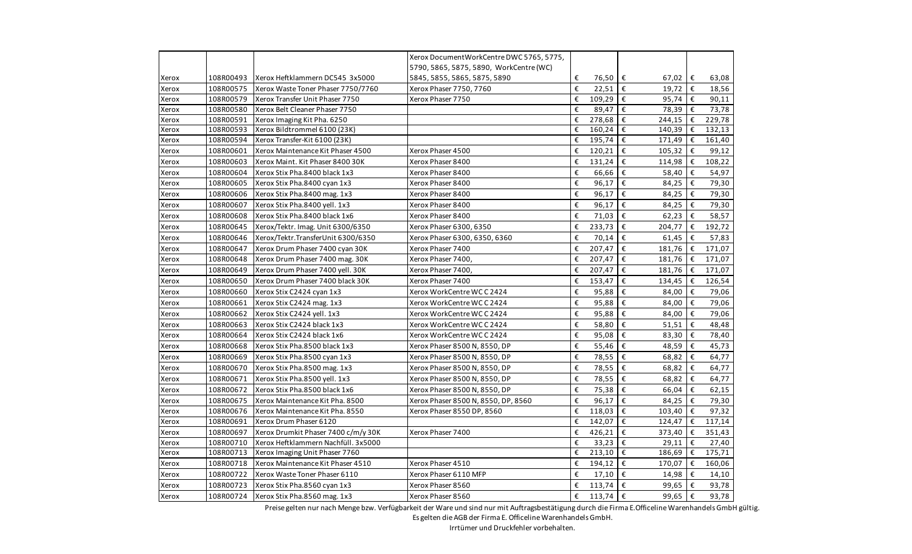| | | | | | | |
|---|---|---|---|---|---|---|
| Xerox | 108R00493 | Xerox Heftklammern DC545 3x5000 | Xerox DocumentWorkCentre DWC 5765, 5775, 5790, 5865, 5875, 5890, WorkCentre (WC) 5845, 5855, 5865, 5875, 5890 | € 76,50 | € 67,02 | € 63,08 |
| Xerox | 108R00575 | Xerox Waste Toner Phaser 7750/7760 | Xerox Phaser 7750, 7760 | € 22,51 | € 19,72 | € 18,56 |
| Xerox | 108R00579 | Xerox Transfer Unit Phaser 7750 | Xerox Phaser 7750 | € 109,29 | € 95,74 | € 90,11 |
| Xerox | 108R00580 | Xerox Belt Cleaner Phaser 7750 | | € 89,47 | € 78,39 | € 73,78 |
| Xerox | 108R00591 | Xerox Imaging Kit Pha. 6250 | | € 278,68 | € 244,15 | € 229,78 |
| Xerox | 108R00593 | Xerox Bildtrommel 6100 (23K) | | € 160,24 | € 140,39 | € 132,13 |
| Xerox | 108R00594 | Xerox Transfer-Kit 6100 (23K) | | € 195,74 | € 171,49 | € 161,40 |
| Xerox | 108R00601 | Xerox Maintenance Kit Phaser 4500 | Xerox Phaser 4500 | € 120,21 | € 105,32 | € 99,12 |
| Xerox | 108R00603 | Xerox Maint. Kit Phaser 8400 30K | Xerox Phaser 8400 | € 131,24 | € 114,98 | € 108,22 |
| Xerox | 108R00604 | Xerox Stix Pha.8400 black 1x3 | Xerox Phaser 8400 | € 66,66 | € 58,40 | € 54,97 |
| Xerox | 108R00605 | Xerox Stix Pha.8400 cyan 1x3 | Xerox Phaser 8400 | € 96,17 | € 84,25 | € 79,30 |
| Xerox | 108R00606 | Xerox Stix Pha.8400 mag. 1x3 | Xerox Phaser 8400 | € 96,17 | € 84,25 | € 79,30 |
| Xerox | 108R00607 | Xerox Stix Pha.8400 yell. 1x3 | Xerox Phaser 8400 | € 96,17 | € 84,25 | € 79,30 |
| Xerox | 108R00608 | Xerox Stix Pha.8400 black 1x6 | Xerox Phaser 8400 | € 71,03 | € 62,23 | € 58,57 |
| Xerox | 108R00645 | Xerox/Tektr. Imag. Unit 6300/6350 | Xerox Phaser 6300, 6350 | € 233,73 | € 204,77 | € 192,72 |
| Xerox | 108R00646 | Xerox/Tektr.TransferUnit 6300/6350 | Xerox Phaser 6300, 6350, 6360 | € 70,14 | € 61,45 | € 57,83 |
| Xerox | 108R00647 | Xerox Drum Phaser 7400 cyan 30K | Xerox Phaser 7400 | € 207,47 | € 181,76 | € 171,07 |
| Xerox | 108R00648 | Xerox Drum Phaser 7400 mag. 30K | Xerox Phaser 7400, | € 207,47 | € 181,76 | € 171,07 |
| Xerox | 108R00649 | Xerox Drum Phaser 7400 yell. 30K | Xerox Phaser 7400, | € 207,47 | € 181,76 | € 171,07 |
| Xerox | 108R00650 | Xerox Drum Phaser 7400 black 30K | Xerox Phaser 7400 | € 153,47 | € 134,45 | € 126,54 |
| Xerox | 108R00660 | Xerox Stix C2424 cyan 1x3 | Xerox WorkCentre WC C2424 | € 95,88 | € 84,00 | € 79,06 |
| Xerox | 108R00661 | Xerox Stix C2424 mag. 1x3 | Xerox WorkCentre WC C2424 | € 95,88 | € 84,00 | € 79,06 |
| Xerox | 108R00662 | Xerox Stix C2424 yell. 1x3 | Xerox WorkCentre WC C2424 | € 95,88 | € 84,00 | € 79,06 |
| Xerox | 108R00663 | Xerox Stix C2424 black 1x3 | Xerox WorkCentre WC C2424 | € 58,80 | € 51,51 | € 48,48 |
| Xerox | 108R00664 | Xerox Stix C2424 black 1x6 | Xerox WorkCentre WC C2424 | € 95,08 | € 83,30 | € 78,40 |
| Xerox | 108R00668 | Xerox Stix Pha.8500 black 1x3 | Xerox Phaser 8500 N, 8550, DP | € 55,46 | € 48,59 | € 45,73 |
| Xerox | 108R00669 | Xerox Stix Pha.8500 cyan 1x3 | Xerox Phaser 8500 N, 8550, DP | € 78,55 | € 68,82 | € 64,77 |
| Xerox | 108R00670 | Xerox Stix Pha.8500 mag. 1x3 | Xerox Phaser 8500 N, 8550, DP | € 78,55 | € 68,82 | € 64,77 |
| Xerox | 108R00671 | Xerox Stix Pha.8500 yell. 1x3 | Xerox Phaser 8500 N, 8550, DP | € 78,55 | € 68,82 | € 64,77 |
| Xerox | 108R00672 | Xerox Stix Pha.8500 black 1x6 | Xerox Phaser 8500 N, 8550, DP | € 75,38 | € 66,04 | € 62,15 |
| Xerox | 108R00675 | Xerox Maintenance Kit Pha. 8500 | Xerox Phaser 8500 N, 8550, DP, 8560 | € 96,17 | € 84,25 | € 79,30 |
| Xerox | 108R00676 | Xerox Maintenance Kit Pha. 8550 | Xerox Phaser 8550 DP, 8560 | € 118,03 | € 103,40 | € 97,32 |
| Xerox | 108R00691 | Xerox Drum Phaser 6120 | | € 142,07 | € 124,47 | € 117,14 |
| Xerox | 108R00697 | Xerox Drumkit Phaser 7400 c/m/y 30K | Xerox Phaser 7400 | € 426,21 | € 373,40 | € 351,43 |
| Xerox | 108R00710 | Xerox Heftklammern Nachfüll. 3x5000 | | € 33,23 | € 29,11 | € 27,40 |
| Xerox | 108R00713 | Xerox Imaging Unit Phaser 7760 | | € 213,10 | € 186,69 | € 175,71 |
| Xerox | 108R00718 | Xerox Maintenance Kit Phaser 4510 | Xerox Phaser 4510 | € 194,12 | € 170,07 | € 160,06 |
| Xerox | 108R00722 | Xerox Waste Toner Phaser 6110 | Xerox Phaser 6110 MFP | € 17,10 | € 14,98 | € 14,10 |
| Xerox | 108R00723 | Xerox Stix Pha.8560 cyan 1x3 | Xerox Phaser 8560 | € 113,74 | € 99,65 | € 93,78 |
| Xerox | 108R00724 | Xerox Stix Pha.8560 mag. 1x3 | Xerox Phaser 8560 | € 113,74 | € 99,65 | € 93,78 |

Preise gelten nur nach Menge bzw. Verfügbarkeit der Ware und sind nur mit Auftragsbestätigung durch die Firma E.Officeline Warenhandels GmbH gültig.
Es gelten die AGB der Firma E. Officeline Warenhandels GmbH.
Irrtümer und Druckfehler vorbehalten.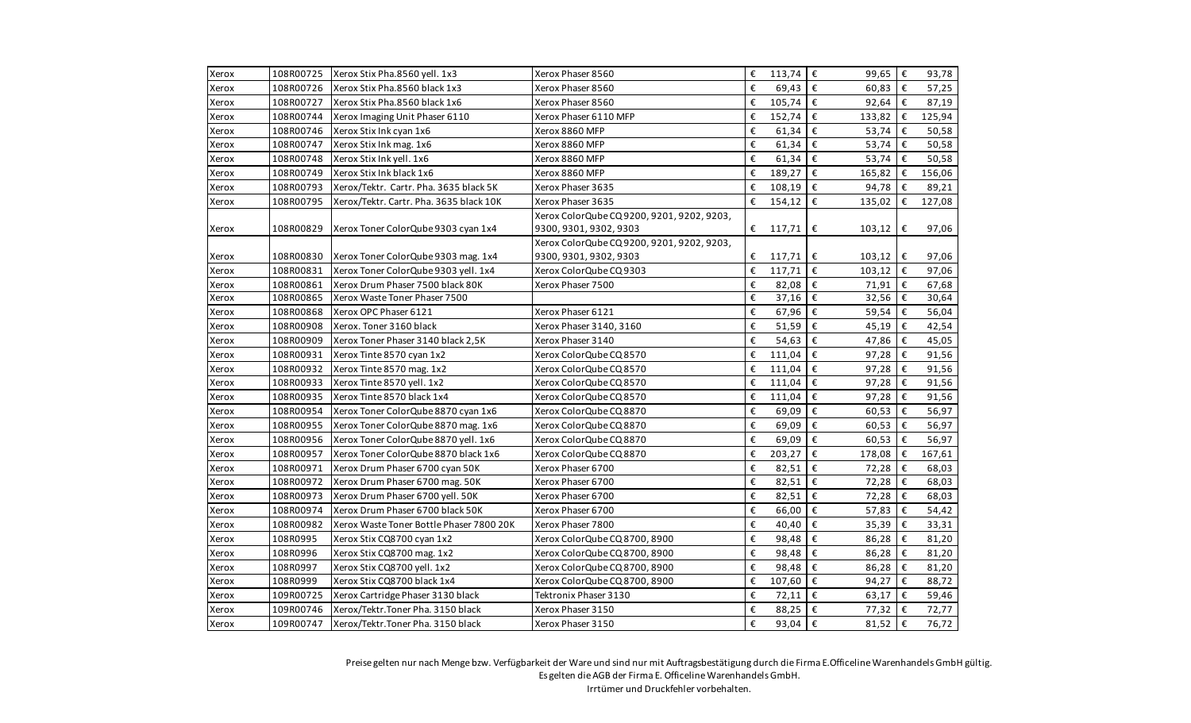| | | | | | | | | | |
|---|---|---|---|---|---|---|---|---|---|
| Xerox | 108R00725 | Xerox Stix Pha.8560 yell. 1x3 | Xerox Phaser 8560 | € | 113,74 | € | 99,65 | € | 93,78 |
| Xerox | 108R00726 | Xerox Stix Pha.8560 black 1x3 | Xerox Phaser 8560 | € | 69,43 | € | 60,83 | € | 57,25 |
| Xerox | 108R00727 | Xerox Stix Pha.8560 black 1x6 | Xerox Phaser 8560 | € | 105,74 | € | 92,64 | € | 87,19 |
| Xerox | 108R00744 | Xerox Imaging Unit Phaser 6110 | Xerox Phaser 6110 MFP | € | 152,74 | € | 133,82 | € | 125,94 |
| Xerox | 108R00746 | Xerox Stix Ink cyan 1x6 | Xerox 8860 MFP | € | 61,34 | € | 53,74 | € | 50,58 |
| Xerox | 108R00747 | Xerox Stix Ink mag. 1x6 | Xerox 8860 MFP | € | 61,34 | € | 53,74 | € | 50,58 |
| Xerox | 108R00748 | Xerox Stix Ink yell. 1x6 | Xerox 8860 MFP | € | 61,34 | € | 53,74 | € | 50,58 |
| Xerox | 108R00749 | Xerox Stix Ink black 1x6 | Xerox 8860 MFP | € | 189,27 | € | 165,82 | € | 156,06 |
| Xerox | 108R00793 | Xerox/Tektr. Cartr. Pha. 3635 black 5K | Xerox Phaser 3635 | € | 108,19 | € | 94,78 | € | 89,21 |
| Xerox | 108R00795 | Xerox/Tektr. Cartr. Pha. 3635 black 10K | Xerox Phaser 3635 | € | 154,12 | € | 135,02 | € | 127,08 |
| Xerox | 108R00829 | Xerox Toner ColorQube 9303 cyan 1x4 | Xerox ColorQube CQ 9200, 9201, 9202, 9203, 9300, 9301, 9302, 9303 | € | 117,71 | € | 103,12 | € | 97,06 |
| Xerox | 108R00830 | Xerox Toner ColorQube 9303 mag. 1x4 | Xerox ColorQube CQ 9200, 9201, 9202, 9203, 9300, 9301, 9302, 9303 | € | 117,71 | € | 103,12 | € | 97,06 |
| Xerox | 108R00831 | Xerox Toner ColorQube 9303 yell. 1x4 | Xerox ColorQube CQ 9303 | € | 117,71 | € | 103,12 | € | 97,06 |
| Xerox | 108R00861 | Xerox Drum Phaser 7500 black 80K | Xerox Phaser 7500 | € | 82,08 | € | 71,91 | € | 67,68 |
| Xerox | 108R00865 | Xerox Waste Toner Phaser 7500 | | € | 37,16 | € | 32,56 | € | 30,64 |
| Xerox | 108R00868 | Xerox OPC Phaser 6121 | Xerox Phaser 6121 | € | 67,96 | € | 59,54 | € | 56,04 |
| Xerox | 108R00908 | Xerox. Toner 3160 black | Xerox Phaser 3140, 3160 | € | 51,59 | € | 45,19 | € | 42,54 |
| Xerox | 108R00909 | Xerox Toner Phaser 3140 black 2,5K | Xerox Phaser 3140 | € | 54,63 | € | 47,86 | € | 45,05 |
| Xerox | 108R00931 | Xerox Tinte 8570 cyan 1x2 | Xerox ColorQube CQ 8570 | € | 111,04 | € | 97,28 | € | 91,56 |
| Xerox | 108R00932 | Xerox Tinte 8570 mag. 1x2 | Xerox ColorQube CQ 8570 | € | 111,04 | € | 97,28 | € | 91,56 |
| Xerox | 108R00933 | Xerox Tinte 8570 yell. 1x2 | Xerox ColorQube CQ 8570 | € | 111,04 | € | 97,28 | € | 91,56 |
| Xerox | 108R00935 | Xerox Tinte 8570 black 1x4 | Xerox ColorQube CQ 8570 | € | 111,04 | € | 97,28 | € | 91,56 |
| Xerox | 108R00954 | Xerox Toner ColorQube 8870 cyan 1x6 | Xerox ColorQube CQ 8870 | € | 69,09 | € | 60,53 | € | 56,97 |
| Xerox | 108R00955 | Xerox Toner ColorQube 8870 mag. 1x6 | Xerox ColorQube CQ 8870 | € | 69,09 | € | 60,53 | € | 56,97 |
| Xerox | 108R00956 | Xerox Toner ColorQube 8870 yell. 1x6 | Xerox ColorQube CQ 8870 | € | 69,09 | € | 60,53 | € | 56,97 |
| Xerox | 108R00957 | Xerox Toner ColorQube 8870 black 1x6 | Xerox ColorQube CQ 8870 | € | 203,27 | € | 178,08 | € | 167,61 |
| Xerox | 108R00971 | Xerox Drum Phaser 6700 cyan 50K | Xerox Phaser 6700 | € | 82,51 | € | 72,28 | € | 68,03 |
| Xerox | 108R00972 | Xerox Drum Phaser 6700 mag. 50K | Xerox Phaser 6700 | € | 82,51 | € | 72,28 | € | 68,03 |
| Xerox | 108R00973 | Xerox Drum Phaser 6700 yell. 50K | Xerox Phaser 6700 | € | 82,51 | € | 72,28 | € | 68,03 |
| Xerox | 108R00974 | Xerox Drum Phaser 6700 black 50K | Xerox Phaser 6700 | € | 66,00 | € | 57,83 | € | 54,42 |
| Xerox | 108R00982 | Xerox Waste Toner Bottle Phaser 7800 20K | Xerox Phaser 7800 | € | 40,40 | € | 35,39 | € | 33,31 |
| Xerox | 108R0995 | Xerox Stix CQ8700 cyan 1x2 | Xerox ColorQube CQ 8700, 8900 | € | 98,48 | € | 86,28 | € | 81,20 |
| Xerox | 108R0996 | Xerox Stix CQ8700 mag. 1x2 | Xerox ColorQube CQ 8700, 8900 | € | 98,48 | € | 86,28 | € | 81,20 |
| Xerox | 108R0997 | Xerox Stix CQ8700 yell. 1x2 | Xerox ColorQube CQ 8700, 8900 | € | 98,48 | € | 86,28 | € | 81,20 |
| Xerox | 108R0999 | Xerox Stix CQ8700 black 1x4 | Xerox ColorQube CQ 8700, 8900 | € | 107,60 | € | 94,27 | € | 88,72 |
| Xerox | 109R00725 | Xerox Cartridge Phaser 3130 black | Tektronix Phaser 3130 | € | 72,11 | € | 63,17 | € | 59,46 |
| Xerox | 109R00746 | Xerox/Tektr.Toner Pha. 3150 black | Xerox Phaser 3150 | € | 88,25 | € | 77,32 | € | 72,77 |
| Xerox | 109R00747 | Xerox/Tektr.Toner Pha. 3150 black | Xerox Phaser 3150 | € | 93,04 | € | 81,52 | € | 76,72 |

Preise gelten nur nach Menge bzw. Verfügbarkeit der Ware und sind nur mit Auftragsbestätigung durch die Firma E.Officeline Warenhandels GmbH gültig.
Es gelten die AGB der Firma E. Officeline Warenhandels GmbH.
Irrtümer und Druckfehler vorbehalten.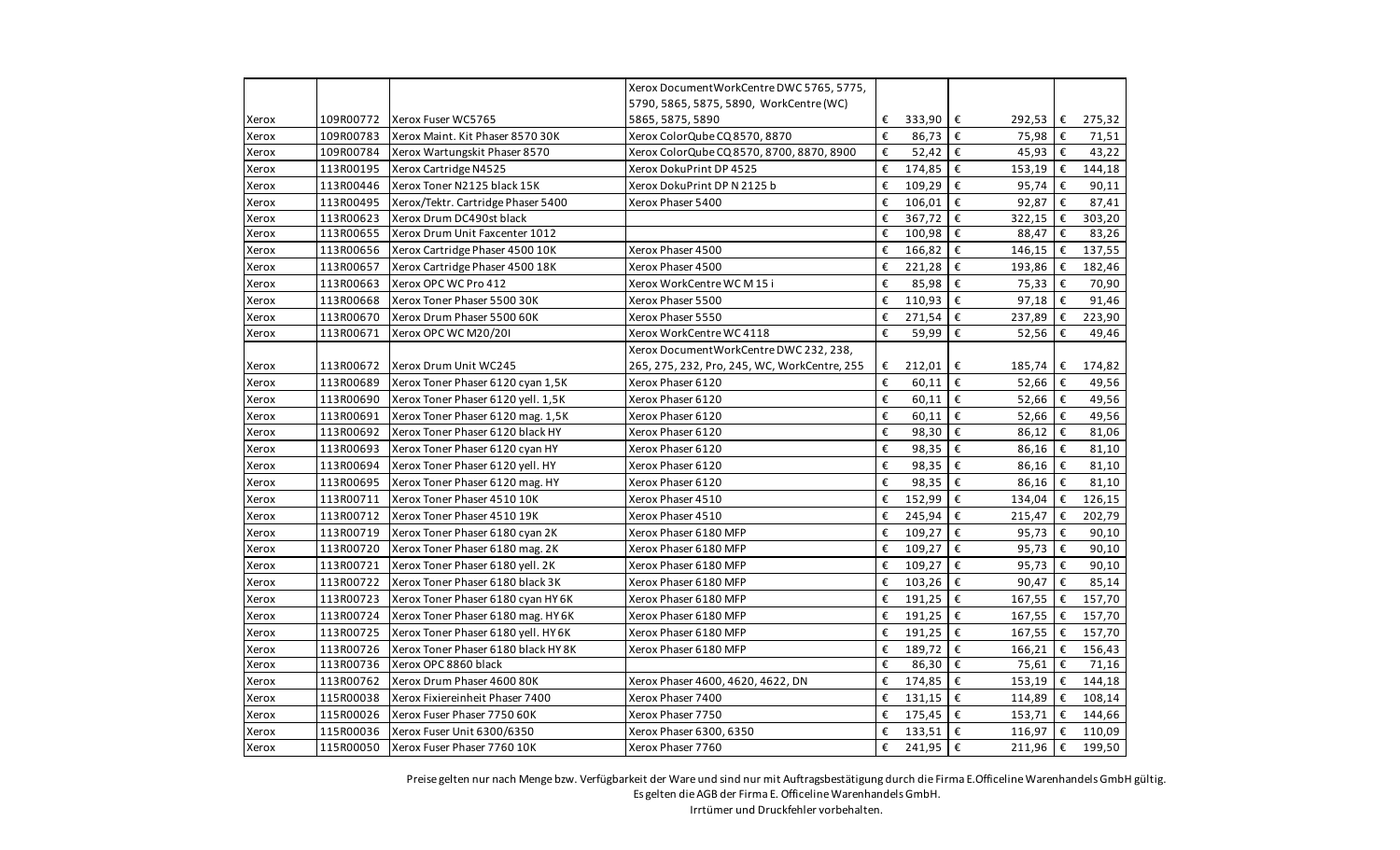| | | | | | | |
|---|---|---|---|---|---|---|
| Xerox | 109R00772 | Xerox Fuser WC5765 | Xerox DocumentWorkCentre DWC 5765, 5775, 5790, 5865, 5875, 5890, WorkCentre (WC) 5865, 5875, 5890 | € 333,90 | € 292,53 | € 275,32 |
| Xerox | 109R00783 | Xerox Maint. Kit Phaser 8570 30K | Xerox ColorQube CQ 8570, 8870 | € 86,73 | € 75,98 | € 71,51 |
| Xerox | 109R00784 | Xerox Wartungskit Phaser 8570 | Xerox ColorQube CQ 8570, 8700, 8870, 8900 | € 52,42 | € 45,93 | € 43,22 |
| Xerox | 113R00195 | Xerox Cartridge N4525 | Xerox DokuPrint DP 4525 | € 174,85 | € 153,19 | € 144,18 |
| Xerox | 113R00446 | Xerox Toner N2125 black 15K | Xerox DokuPrint DP N 2125 b | € 109,29 | € 95,74 | € 90,11 |
| Xerox | 113R00495 | Xerox/Tektr. Cartridge Phaser 5400 | Xerox Phaser 5400 | € 106,01 | € 92,87 | € 87,41 |
| Xerox | 113R00623 | Xerox Drum DC490st black | | € 367,72 | € 322,15 | € 303,20 |
| Xerox | 113R00655 | Xerox Drum Unit Faxcenter 1012 | | € 100,98 | € 88,47 | € 83,26 |
| Xerox | 113R00656 | Xerox Cartridge Phaser 4500 10K | Xerox Phaser 4500 | € 166,82 | € 146,15 | € 137,55 |
| Xerox | 113R00657 | Xerox Cartridge Phaser 4500 18K | Xerox Phaser 4500 | € 221,28 | € 193,86 | € 182,46 |
| Xerox | 113R00663 | Xerox OPC WC Pro 412 | Xerox WorkCentre WC M 15 i | € 85,98 | € 75,33 | € 70,90 |
| Xerox | 113R00668 | Xerox Toner Phaser 5500 30K | Xerox Phaser 5500 | € 110,93 | € 97,18 | € 91,46 |
| Xerox | 113R00670 | Xerox Drum Phaser 5500 60K | Xerox Phaser 5550 | € 271,54 | € 237,89 | € 223,90 |
| Xerox | 113R00671 | Xerox OPC WC M20/20I | Xerox WorkCentre WC 4118 | € 59,99 | € 52,56 | € 49,46 |
| Xerox | 113R00672 | Xerox Drum Unit WC245 | Xerox DocumentWorkCentre DWC 232, 238, 265, 275, 232, Pro, 245, WC, WorkCentre, 255 | € 212,01 | € 185,74 | € 174,82 |
| Xerox | 113R00689 | Xerox Toner Phaser 6120 cyan 1,5K | Xerox Phaser 6120 | € 60,11 | € 52,66 | € 49,56 |
| Xerox | 113R00690 | Xerox Toner Phaser 6120 yell. 1,5K | Xerox Phaser 6120 | € 60,11 | € 52,66 | € 49,56 |
| Xerox | 113R00691 | Xerox Toner Phaser 6120 mag. 1,5K | Xerox Phaser 6120 | € 60,11 | € 52,66 | € 49,56 |
| Xerox | 113R00692 | Xerox Toner Phaser 6120 black HY | Xerox Phaser 6120 | € 98,30 | € 86,12 | € 81,06 |
| Xerox | 113R00693 | Xerox Toner Phaser 6120 cyan HY | Xerox Phaser 6120 | € 98,35 | € 86,16 | € 81,10 |
| Xerox | 113R00694 | Xerox Toner Phaser 6120 yell. HY | Xerox Phaser 6120 | € 98,35 | € 86,16 | € 81,10 |
| Xerox | 113R00695 | Xerox Toner Phaser 6120 mag. HY | Xerox Phaser 6120 | € 98,35 | € 86,16 | € 81,10 |
| Xerox | 113R00711 | Xerox Toner Phaser 4510 10K | Xerox Phaser 4510 | € 152,99 | € 134,04 | € 126,15 |
| Xerox | 113R00712 | Xerox Toner Phaser 4510 19K | Xerox Phaser 4510 | € 245,94 | € 215,47 | € 202,79 |
| Xerox | 113R00719 | Xerox Toner Phaser 6180 cyan 2K | Xerox Phaser 6180 MFP | € 109,27 | € 95,73 | € 90,10 |
| Xerox | 113R00720 | Xerox Toner Phaser 6180 mag. 2K | Xerox Phaser 6180 MFP | € 109,27 | € 95,73 | € 90,10 |
| Xerox | 113R00721 | Xerox Toner Phaser 6180 yell. 2K | Xerox Phaser 6180 MFP | € 109,27 | € 95,73 | € 90,10 |
| Xerox | 113R00722 | Xerox Toner Phaser 6180 black 3K | Xerox Phaser 6180 MFP | € 103,26 | € 90,47 | € 85,14 |
| Xerox | 113R00723 | Xerox Toner Phaser 6180 cyan HY 6K | Xerox Phaser 6180 MFP | € 191,25 | € 167,55 | € 157,70 |
| Xerox | 113R00724 | Xerox Toner Phaser 6180 mag. HY 6K | Xerox Phaser 6180 MFP | € 191,25 | € 167,55 | € 157,70 |
| Xerox | 113R00725 | Xerox Toner Phaser 6180 yell. HY 6K | Xerox Phaser 6180 MFP | € 191,25 | € 167,55 | € 157,70 |
| Xerox | 113R00726 | Xerox Toner Phaser 6180 black HY 8K | Xerox Phaser 6180 MFP | € 189,72 | € 166,21 | € 156,43 |
| Xerox | 113R00736 | Xerox OPC 8860 black | | € 86,30 | € 75,61 | € 71,16 |
| Xerox | 113R00762 | Xerox Drum Phaser 4600 80K | Xerox Phaser 4600, 4620, 4622, DN | € 174,85 | € 153,19 | € 144,18 |
| Xerox | 115R00038 | Xerox Fixiereinheit Phaser 7400 | Xerox Phaser 7400 | € 131,15 | € 114,89 | € 108,14 |
| Xerox | 115R00026 | Xerox Fuser Phaser 7750 60K | Xerox Phaser 7750 | € 175,45 | € 153,71 | € 144,66 |
| Xerox | 115R00036 | Xerox Fuser Unit 6300/6350 | Xerox Phaser 6300, 6350 | € 133,51 | € 116,97 | € 110,09 |
| Xerox | 115R00050 | Xerox Fuser Phaser 7760 10K | Xerox Phaser 7760 | € 241,95 | € 211,96 | € 199,50 |

Preise gelten nur nach Menge bzw. Verfügbarkeit der Ware und sind nur mit Auftragsbestätigung durch die Firma E.Officeline Warenhandels GmbH gültig.
Es gelten die AGB der Firma E. Officeline Warenhandels GmbH.
Irrtümer und Druckfehler vorbehalten.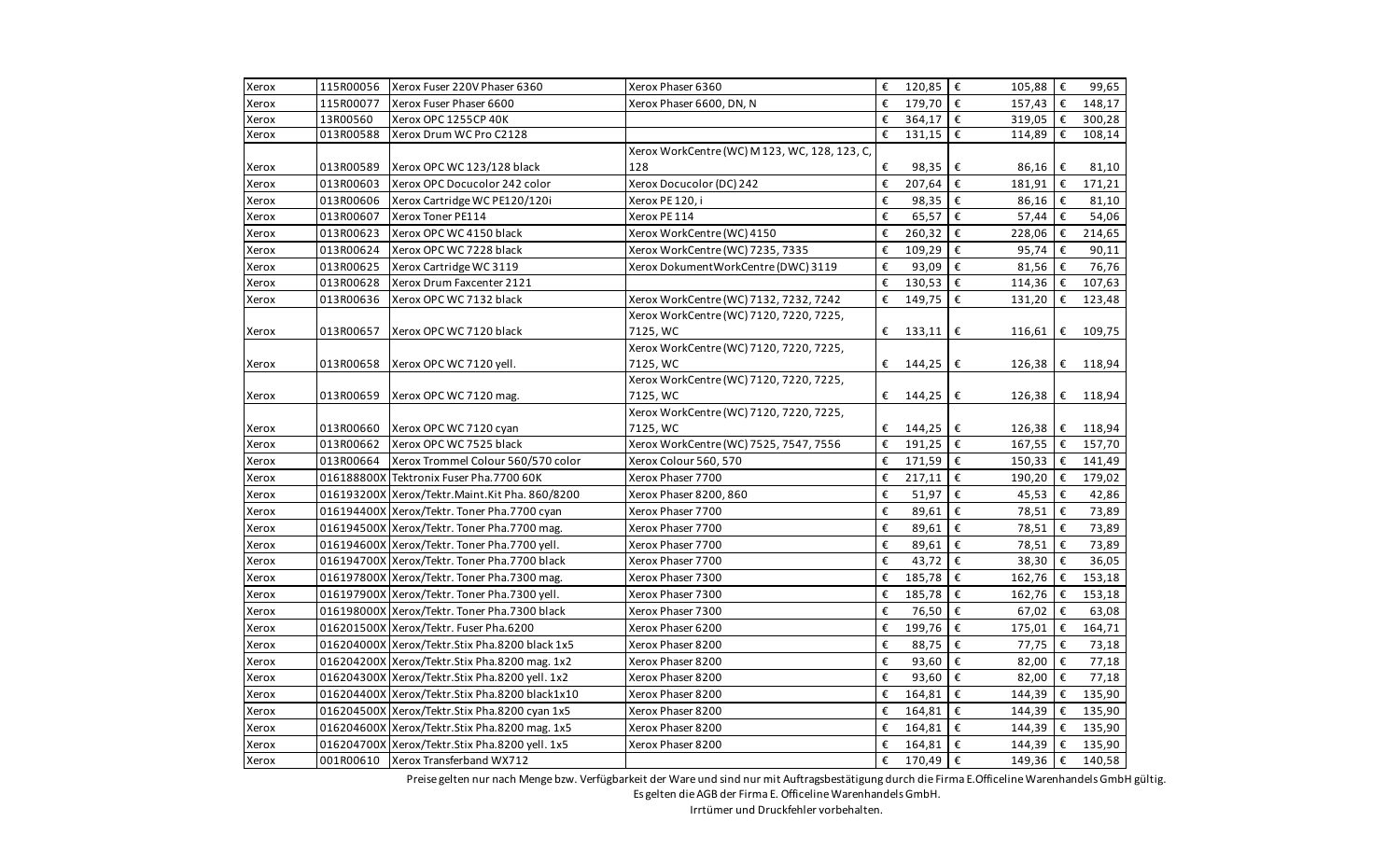| Xerox | 115R00056 | Xerox Fuser 220V Phaser 6360 | Xerox Phaser 6360 | € | 120,85 | € | 105,88 | € | 99,65 |
|---|---|---|---|---|---|---|---|---|---|
| Xerox | 115R00077 | Xerox Fuser Phaser 6600 | Xerox Phaser 6600, DN, N | € | 179,70 | € | 157,43 | € | 148,17 |
| Xerox | 13R00560 | Xerox OPC 1255CP 40K | | € | 364,17 | € | 319,05 | € | 300,28 |
| Xerox | 013R00588 | Xerox Drum WC Pro C2128 | | € | 131,15 | € | 114,89 | € | 108,14 |
| Xerox | 013R00589 | Xerox OPC WC 123/128 black | Xerox WorkCentre (WC) M 123, WC, 128, 123, C, 128 | € | 98,35 | € | 86,16 | € | 81,10 |
| Xerox | 013R00603 | Xerox OPC Docucolor 242 color | Xerox Docucolor (DC) 242 | € | 207,64 | € | 181,91 | € | 171,21 |
| Xerox | 013R00606 | Xerox Cartridge WC PE120/120i | Xerox PE 120, i | € | 98,35 | € | 86,16 | € | 81,10 |
| Xerox | 013R00607 | Xerox Toner PE114 | Xerox PE 114 | € | 65,57 | € | 57,44 | € | 54,06 |
| Xerox | 013R00623 | Xerox OPC WC 4150 black | Xerox WorkCentre (WC) 4150 | € | 260,32 | € | 228,06 | € | 214,65 |
| Xerox | 013R00624 | Xerox OPC WC 7228 black | Xerox WorkCentre (WC) 7235, 7335 | € | 109,29 | € | 95,74 | € | 90,11 |
| Xerox | 013R00625 | Xerox Cartridge WC 3119 | Xerox DokumentWorkCentre (DWC) 3119 | € | 93,09 | € | 81,56 | € | 76,76 |
| Xerox | 013R00628 | Xerox Drum Faxcenter 2121 | | € | 130,53 | € | 114,36 | € | 107,63 |
| Xerox | 013R00636 | Xerox OPC WC 7132 black | Xerox WorkCentre (WC) 7132, 7232, 7242 | € | 149,75 | € | 131,20 | € | 123,48 |
| Xerox | 013R00657 | Xerox OPC WC 7120 black | Xerox WorkCentre (WC) 7120, 7220, 7225, 7125, WC | € | 133,11 | € | 116,61 | € | 109,75 |
| Xerox | 013R00658 | Xerox OPC WC 7120 yell. | Xerox WorkCentre (WC) 7120, 7220, 7225, 7125, WC | € | 144,25 | € | 126,38 | € | 118,94 |
| Xerox | 013R00659 | Xerox OPC WC 7120 mag. | Xerox WorkCentre (WC) 7120, 7220, 7225, 7125, WC | € | 144,25 | € | 126,38 | € | 118,94 |
| Xerox | 013R00660 | Xerox OPC WC 7120 cyan | Xerox WorkCentre (WC) 7120, 7220, 7225, 7125, WC | € | 144,25 | € | 126,38 | € | 118,94 |
| Xerox | 013R00662 | Xerox OPC WC 7525 black | Xerox WorkCentre (WC) 7525, 7547, 7556 | € | 191,25 | € | 167,55 | € | 157,70 |
| Xerox | 013R00664 | Xerox Trommel Colour 560/570 color | Xerox Colour 560, 570 | € | 171,59 | € | 150,33 | € | 141,49 |
| Xerox | 016188800X | Tektronix Fuser Pha.7700 60K | Xerox Phaser 7700 | € | 217,11 | € | 190,20 | € | 179,02 |
| Xerox | 016193200X | Xerox/Tektr.Maint.Kit Pha. 860/8200 | Xerox Phaser 8200, 860 | € | 51,97 | € | 45,53 | € | 42,86 |
| Xerox | 016194400X | Xerox/Tektr. Toner Pha.7700 cyan | Xerox Phaser 7700 | € | 89,61 | € | 78,51 | € | 73,89 |
| Xerox | 016194500X | Xerox/Tektr. Toner Pha.7700 mag. | Xerox Phaser 7700 | € | 89,61 | € | 78,51 | € | 73,89 |
| Xerox | 016194600X | Xerox/Tektr. Toner Pha.7700 yell. | Xerox Phaser 7700 | € | 89,61 | € | 78,51 | € | 73,89 |
| Xerox | 016194700X | Xerox/Tektr. Toner Pha.7700 black | Xerox Phaser 7700 | € | 43,72 | € | 38,30 | € | 36,05 |
| Xerox | 016197800X | Xerox/Tektr. Toner Pha.7300 mag. | Xerox Phaser 7300 | € | 185,78 | € | 162,76 | € | 153,18 |
| Xerox | 016197900X | Xerox/Tektr. Toner Pha.7300 yell. | Xerox Phaser 7300 | € | 185,78 | € | 162,76 | € | 153,18 |
| Xerox | 016198000X | Xerox/Tektr. Toner Pha.7300 black | Xerox Phaser 7300 | € | 76,50 | € | 67,02 | € | 63,08 |
| Xerox | 016201500X | Xerox/Tektr. Fuser Pha.6200 | Xerox Phaser 6200 | € | 199,76 | € | 175,01 | € | 164,71 |
| Xerox | 016204000X | Xerox/Tektr.Stix Pha.8200 black 1x5 | Xerox Phaser 8200 | € | 88,75 | € | 77,75 | € | 73,18 |
| Xerox | 016204200X | Xerox/Tektr.Stix Pha.8200 mag. 1x2 | Xerox Phaser 8200 | € | 93,60 | € | 82,00 | € | 77,18 |
| Xerox | 016204300X | Xerox/Tektr.Stix Pha.8200 yell. 1x2 | Xerox Phaser 8200 | € | 93,60 | € | 82,00 | € | 77,18 |
| Xerox | 016204400X | Xerox/Tektr.Stix Pha.8200 black1x10 | Xerox Phaser 8200 | € | 164,81 | € | 144,39 | € | 135,90 |
| Xerox | 016204500X | Xerox/Tektr.Stix Pha.8200 cyan 1x5 | Xerox Phaser 8200 | € | 164,81 | € | 144,39 | € | 135,90 |
| Xerox | 016204600X | Xerox/Tektr.Stix Pha.8200 mag. 1x5 | Xerox Phaser 8200 | € | 164,81 | € | 144,39 | € | 135,90 |
| Xerox | 016204700X | Xerox/Tektr.Stix Pha.8200 yell. 1x5 | Xerox Phaser 8200 | € | 164,81 | € | 144,39 | € | 135,90 |
| Xerox | 001R00610 | Xerox Transferband WX712 | | € | 170,49 | € | 149,36 | € | 140,58 |

Preise gelten nur nach Menge bzw. Verfügbarkeit der Ware und sind nur mit Auftragsbestätigung durch die Firma E.Officeline Warenhandels GmbH gültig.
Es gelten die AGB der Firma E. Officeline Warenhandels GmbH.
Irrtümer und Druckfehler vorbehalten.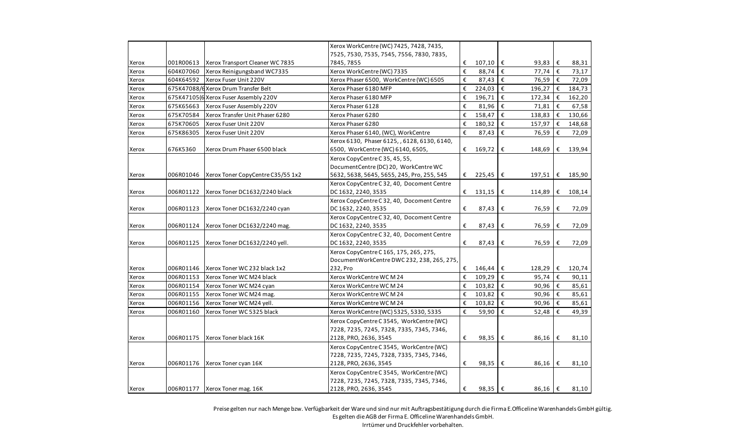| | | | | | | |
|---|---|---|---|---|---|---|
| Xerox | 001R00613 | Xerox Transport Cleaner WC 7835 | Xerox WorkCentre (WC) 7425, 7428, 7435, 7525, 7530, 7535, 7545, 7556, 7830, 7835, 7845, 7855 | € 107,10 | € 93,83 | € 88,31 |
| Xerox | 604K07060 | Xerox Reinigungsband WC7335 | Xerox WorkCentre (WC) 7335 | € 88,74 | € 77,74 | € 73,17 |
| Xerox | 604K64592 | Xerox Fuser Unit 220V | Xerox Phaser 6500, WorkCentre (WC) 6505 | € 87,43 | € 76,59 | € 72,09 |
| Xerox | 675K47088/6 | Xerox Drum Transfer Belt | Xerox Phaser 6180 MFP | € 224,03 | € 196,27 | € 184,73 |
| Xerox | 675K47105(6 | Xerox Fuser Assembly 220V | Xerox Phaser 6180 MFP | € 196,71 | € 172,34 | € 162,20 |
| Xerox | 675K65663 | Xerox Fuser Assembly 220V | Xerox Phaser 6128 | € 81,96 | € 71,81 | € 67,58 |
| Xerox | 675K70584 | Xerox Transfer Unit Phaser 6280 | Xerox Phaser 6280 | € 158,47 | € 138,83 | € 130,66 |
| Xerox | 675K70605 | Xerox Fuser Unit 220V | Xerox Phaser 6280 | € 180,32 | € 157,97 | € 148,68 |
| Xerox | 675K86305 | Xerox Fuser Unit 220V | Xerox Phaser 6140, (WC), WorkCentre | € 87,43 | € 76,59 | € 72,09 |
| Xerox | 676K5360 | Xerox Drum Phaser 6500 black | Xerox 6130, Phaser 6125, , 6128, 6130, 6140, 6500, WorkCentre (WC) 6140, 6505, | € 169,72 | € 148,69 | € 139,94 |
| Xerox | 006R01046 | Xerox Toner CopyCentre C35/55 1x2 | Xerox CopyCentre C 35, 45, 55, DocumentCentre (DC) 20, WorkCentre WC 5632, 5638, 5645, 5655, 245, Pro, 255, 545 | € 225,45 | € 197,51 | € 185,90 |
| Xerox | 006R01122 | Xerox Toner DC1632/2240 black | Xerox CopyCentre C 32, 40, Docoment Centre DC 1632, 2240, 3535 | € 131,15 | € 114,89 | € 108,14 |
| Xerox | 006R01123 | Xerox Toner DC1632/2240 cyan | Xerox CopyCentre C 32, 40, Docoment Centre DC 1632, 2240, 3535 | € 87,43 | € 76,59 | € 72,09 |
| Xerox | 006R01124 | Xerox Toner DC1632/2240 mag. | Xerox CopyCentre C 32, 40, Docoment Centre DC 1632, 2240, 3535 | € 87,43 | € 76,59 | € 72,09 |
| Xerox | 006R01125 | Xerox Toner DC1632/2240 yell. | Xerox CopyCentre C 32, 40, Docoment Centre DC 1632, 2240, 3535 | € 87,43 | € 76,59 | € 72,09 |
| Xerox | 006R01146 | Xerox Toner WC 232 black 1x2 | Xerox CopyCentre C 165, 175, 265, 275, DocumentWorkCentre DWC 232, 238, 265, 275, 232, Pro | € 146,44 | € 128,29 | € 120,74 |
| Xerox | 006R01153 | Xerox Toner WC M24 black | Xerox WorkCentre WC M 24 | € 109,29 | € 95,74 | € 90,11 |
| Xerox | 006R01154 | Xerox Toner WC M24 cyan | Xerox WorkCentre WC M 24 | € 103,82 | € 90,96 | € 85,61 |
| Xerox | 006R01155 | Xerox Toner WC M24 mag. | Xerox WorkCentre WC M 24 | € 103,82 | € 90,96 | € 85,61 |
| Xerox | 006R01156 | Xerox Toner WC M24 yell. | Xerox WorkCentre WC M 24 | € 103,82 | € 90,96 | € 85,61 |
| Xerox | 006R01160 | Xerox Toner WC 5325 black | Xerox WorkCentre (WC) 5325, 5330, 5335 | € 59,90 | € 52,48 | € 49,39 |
| Xerox | 006R01175 | Xerox Toner black 16K | Xerox CopyCentre C 3545, WorkCentre (WC) 7228, 7235, 7245, 7328, 7335, 7345, 7346, 2128, PRO, 2636, 3545 | € 98,35 | € 86,16 | € 81,10 |
| Xerox | 006R01176 | Xerox Toner cyan 16K | Xerox CopyCentre C 3545, WorkCentre (WC) 7228, 7235, 7245, 7328, 7335, 7345, 7346, 2128, PRO, 2636, 3545 | € 98,35 | € 86,16 | € 81,10 |
| Xerox | 006R01177 | Xerox Toner mag. 16K | Xerox CopyCentre C 3545, WorkCentre (WC) 7228, 7235, 7245, 7328, 7335, 7345, 7346, 2128, PRO, 2636, 3545 | € 98,35 | € 86,16 | € 81,10 |

Preise gelten nur nach Menge bzw. Verfügbarkeit der Ware und sind nur mit Auftragsbestätigung durch die Firma E.Officeline Warenhandels GmbH gültig.
Es gelten die AGB der Firma E. Officeline Warenhandels GmbH.
Irrtümer und Druckfehler vorbehalten.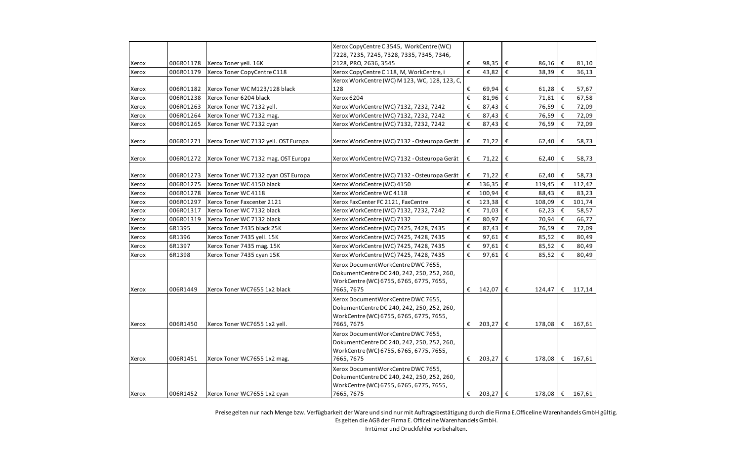| | | | | | | |
|---|---|---|---|---|---|---|
| Xerox | 006R01178 | Xerox Toner yell. 16K | Xerox CopyCentre C 3545, WorkCentre (WC) 7228, 7235, 7245, 7328, 7335, 7345, 7346, 2128, PRO, 2636, 3545 | € 98,35 | € 86,16 | € 81,10 |
| Xerox | 006R01179 | Xerox Toner CopyCentre C118 | Xerox CopyCentre C 118, M, WorkCentre, i | € 43,82 | € 38,39 | € 36,13 |
| Xerox | 006R01182 | Xerox Toner WC M123/128 black | Xerox WorkCentre (WC) M 123, WC, 128, 123, C, 128 | € 69,94 | € 61,28 | € 57,67 |
| Xerox | 006R01238 | Xerox Toner 6204 black | Xerox 6204 | € 81,96 | € 71,81 | € 67,58 |
| Xerox | 006R01263 | Xerox Toner WC 7132 yell. | Xerox WorkCentre (WC) 7132, 7232, 7242 | € 87,43 | € 76,59 | € 72,09 |
| Xerox | 006R01264 | Xerox Toner WC 7132 mag. | Xerox WorkCentre (WC) 7132, 7232, 7242 | € 87,43 | € 76,59 | € 72,09 |
| Xerox | 006R01265 | Xerox Toner WC 7132 cyan | Xerox WorkCentre (WC) 7132, 7232, 7242 | € 87,43 | € 76,59 | € 72,09 |
| Xerox | 006R01271 | Xerox Toner WC 7132 yell. OST Europa | Xerox WorkCentre (WC) 7132 - Osteuropa Gerät | € 71,22 | € 62,40 | € 58,73 |
| Xerox | 006R01272 | Xerox Toner WC 7132 mag. OST Europa | Xerox WorkCentre (WC) 7132 - Osteuropa Gerät | € 71,22 | € 62,40 | € 58,73 |
| Xerox | 006R01273 | Xerox Toner WC 7132 cyan OST Europa | Xerox WorkCentre (WC) 7132 - Osteuropa Gerät | € 71,22 | € 62,40 | € 58,73 |
| Xerox | 006R01275 | Xerox Toner WC 4150 black | Xerox WorkCentre (WC) 4150 | € 136,35 | € 119,45 | € 112,42 |
| Xerox | 006R01278 | Xerox Toner WC 4118 | Xerox WorkCentre WC 4118 | € 100,94 | € 88,43 | € 83,23 |
| Xerox | 006R01297 | Xerox Toner Faxcenter 2121 | Xerox FaxCenter FC 2121, FaxCentre | € 123,38 | € 108,09 | € 101,74 |
| Xerox | 006R01317 | Xerox Toner WC 7132 black | Xerox WorkCentre (WC) 7132, 7232, 7242 | € 71,03 | € 62,23 | € 58,57 |
| Xerox | 006R01319 | Xerox Toner WC 7132 black | Xerox WorkCentre (WC) 7132 | € 80,97 | € 70,94 | € 66,77 |
| Xerox | 6R1395 | Xerox Toner 7435 black 25K | Xerox WorkCentre (WC) 7425, 7428, 7435 | € 87,43 | € 76,59 | € 72,09 |
| Xerox | 6R1396 | Xerox Toner 7435 yell. 15K | Xerox WorkCentre (WC) 7425, 7428, 7435 | € 97,61 | € 85,52 | € 80,49 |
| Xerox | 6R1397 | Xerox Toner 7435 mag. 15K | Xerox WorkCentre (WC) 7425, 7428, 7435 | € 97,61 | € 85,52 | € 80,49 |
| Xerox | 6R1398 | Xerox Toner 7435 cyan 15K | Xerox WorkCentre (WC) 7425, 7428, 7435 | € 97,61 | € 85,52 | € 80,49 |
| Xerox | 006R1449 | Xerox Toner WC7655 1x2 black | Xerox DocumentWorkCentre DWC 7655, DokumentCentre DC 240, 242, 250, 252, 260, WorkCentre (WC) 6755, 6765, 6775, 7655, 7665, 7675 | € 142,07 | € 124,47 | € 117,14 |
| Xerox | 006R1450 | Xerox Toner WC7655 1x2 yell. | Xerox DocumentWorkCentre DWC 7655, DokumentCentre DC 240, 242, 250, 252, 260, WorkCentre (WC) 6755, 6765, 6775, 7655, 7665, 7675 | € 203,27 | € 178,08 | € 167,61 |
| Xerox | 006R1451 | Xerox Toner WC7655 1x2 mag. | Xerox DocumentWorkCentre DWC 7655, DokumentCentre DC 240, 242, 250, 252, 260, WorkCentre (WC) 6755, 6765, 6775, 7655, 7665, 7675 | € 203,27 | € 178,08 | € 167,61 |
| Xerox | 006R1452 | Xerox Toner WC7655 1x2 cyan | Xerox DocumentWorkCentre DWC 7655, DokumentCentre DC 240, 242, 250, 252, 260, WorkCentre (WC) 6755, 6765, 6775, 7655, 7665, 7675 | € 203,27 | € 178,08 | € 167,61 |

Preise gelten nur nach Menge bzw. Verfügbarkeit der Ware und sind nur mit Auftragsbestätigung durch die Firma E.Officeline Warenhandels GmbH gültig.
Es gelten die AGB der Firma E. Officeline Warenhandels GmbH.
Irrtümer und Druckfehler vorbehalten.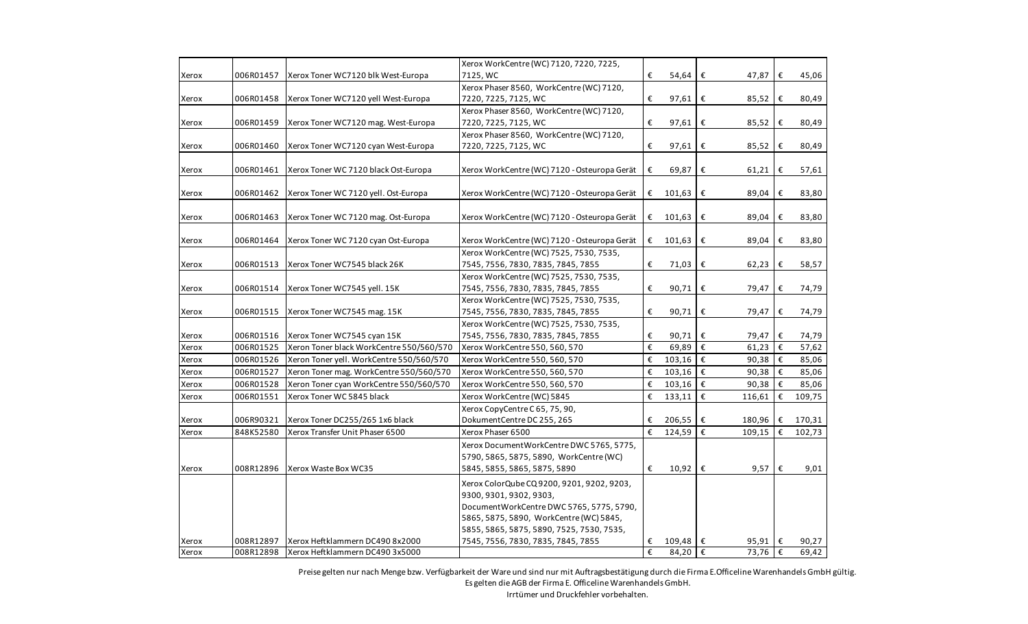| | | | | | | |
|---|---|---|---|---|---|---|
| Xerox | 006R01457 | Xerox Toner WC7120 blk West-Europa | Xerox WorkCentre (WC) 7120, 7220, 7225, 7125, WC | € 54,64 | € 47,87 | € 45,06 |
| Xerox | 006R01458 | Xerox Toner WC7120 yell West-Europa | Xerox Phaser 8560, WorkCentre (WC) 7120, 7220, 7225, 7125, WC | € 97,61 | € 85,52 | € 80,49 |
| Xerox | 006R01459 | Xerox Toner WC7120 mag. West-Europa | Xerox Phaser 8560, WorkCentre (WC) 7120, 7220, 7225, 7125, WC | € 97,61 | € 85,52 | € 80,49 |
| Xerox | 006R01460 | Xerox Toner WC7120 cyan West-Europa | Xerox Phaser 8560, WorkCentre (WC) 7120, 7220, 7225, 7125, WC | € 97,61 | € 85,52 | € 80,49 |
| Xerox | 006R01461 | Xerox Toner WC 7120 black Ost-Europa | Xerox WorkCentre (WC) 7120 - Osteuropa Gerät | € 69,87 | € 61,21 | € 57,61 |
| Xerox | 006R01462 | Xerox Toner WC 7120 yell. Ost-Europa | Xerox WorkCentre (WC) 7120 - Osteuropa Gerät | € 101,63 | € 89,04 | € 83,80 |
| Xerox | 006R01463 | Xerox Toner WC 7120 mag. Ost-Europa | Xerox WorkCentre (WC) 7120 - Osteuropa Gerät | € 101,63 | € 89,04 | € 83,80 |
| Xerox | 006R01464 | Xerox Toner WC 7120 cyan Ost-Europa | Xerox WorkCentre (WC) 7120 - Osteuropa Gerät | € 101,63 | € 89,04 | € 83,80 |
| Xerox | 006R01513 | Xerox Toner WC7545 black 26K | Xerox WorkCentre (WC) 7525, 7530, 7535, 7545, 7556, 7830, 7835, 7845, 7855 | € 71,03 | € 62,23 | € 58,57 |
| Xerox | 006R01514 | Xerox Toner WC7545 yell. 15K | Xerox WorkCentre (WC) 7525, 7530, 7535, 7545, 7556, 7830, 7835, 7845, 7855 | € 90,71 | € 79,47 | € 74,79 |
| Xerox | 006R01515 | Xerox Toner WC7545 mag. 15K | Xerox WorkCentre (WC) 7525, 7530, 7535, 7545, 7556, 7830, 7835, 7845, 7855 | € 90,71 | € 79,47 | € 74,79 |
| Xerox | 006R01516 | Xerox Toner WC7545 cyan 15K | Xerox WorkCentre (WC) 7525, 7530, 7535, 7545, 7556, 7830, 7835, 7845, 7855 | € 90,71 | € 79,47 | € 74,79 |
| Xerox | 006R01525 | Xeron Toner black WorkCentre 550/560/570 | Xerox WorkCentre 550, 560, 570 | € 69,89 | € 61,23 | € 57,62 |
| Xerox | 006R01526 | Xeron Toner yell. WorkCentre 550/560/570 | Xerox WorkCentre 550, 560, 570 | € 103,16 | € 90,38 | € 85,06 |
| Xerox | 006R01527 | Xeron Toner mag. WorkCentre 550/560/570 | Xerox WorkCentre 550, 560, 570 | € 103,16 | € 90,38 | € 85,06 |
| Xerox | 006R01528 | Xeron Toner cyan WorkCentre 550/560/570 | Xerox WorkCentre 550, 560, 570 | € 103,16 | € 90,38 | € 85,06 |
| Xerox | 006R01551 | Xerox Toner WC 5845 black | Xerox WorkCentre (WC) 5845 | € 133,11 | € 116,61 | € 109,75 |
| Xerox | 006R90321 | Xerox Toner DC255/265 1x6 black | Xerox CopyCentre C 65, 75, 90, DokumentCentre DC 255, 265 | € 206,55 | € 180,96 | € 170,31 |
| Xerox | 848K52580 | Xerox Transfer Unit Phaser 6500 | Xerox Phaser 6500 | € 124,59 | € 109,15 | € 102,73 |
| Xerox | 008R12896 | Xerox Waste Box WC35 | Xerox DocumentWorkCentre DWC 5765, 5775, 5790, 5865, 5875, 5890, WorkCentre (WC) 5845, 5855, 5865, 5875, 5890 | € 10,92 | € 9,57 | € 9,01 |
| Xerox | 008R12897 | Xerox Heftklammern DC490 8x2000 | Xerox ColorQube CQ 9200, 9201, 9202, 9203, 9300, 9301, 9302, 9303, DocumentWorkCentre DWC 5765, 5775, 5790, 5865, 5875, 5890, WorkCentre (WC) 5845, 5855, 5865, 5875, 5890, 7525, 7530, 7535, 7545, 7556, 7830, 7835, 7845, 7855 | € 109,48 | € 95,91 | € 90,27 |
| Xerox | 008R12898 | Xerox Heftklammern DC490 3x5000 | | € 84,20 | € 73,76 | € 69,42 |

Preise gelten nur nach Menge bzw. Verfügbarkeit der Ware und sind nur mit Auftragsbestätigung durch die Firma E.Officeline Warenhandels GmbH gültig.
Es gelten die AGB der Firma E. Officeline Warenhandels GmbH.
Irrtümer und Druckfehler vorbehalten.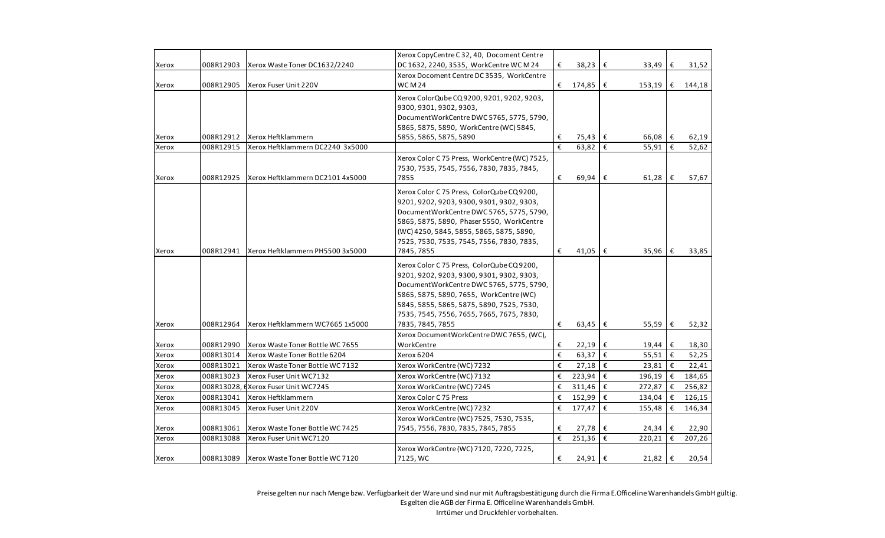| | | | | | | | | | | |
|---|---|---|---|---|---|---|---|---|---|---|
| Xerox | 008R12903 | Xerox Waste Toner DC1632/2240 | Xerox CopyCentre C 32, 40, Docoment Centre DC 1632, 2240, 3535, WorkCentre WC M 24 | € | 38,23 | € | 33,49 | € | 31,52 |
| Xerox | 008R12905 | Xerox Fuser Unit 220V | Xerox Docoment Centre DC 3535, WorkCentre WC M 24 | € | 174,85 | € | 153,19 | € | 144,18 |
| Xerox | 008R12912 | Xerox Heftklammern | Xerox ColorQube CQ 9200, 9201, 9202, 9203, 9300, 9301, 9302, 9303, DocumentWorkCentre DWC 5765, 5775, 5790, 5865, 5875, 5890, WorkCentre (WC) 5845, 5855, 5865, 5875, 5890 | € | 75,43 | € | 66,08 | € | 62,19 |
| Xerox | 008R12915 | Xerox Heftklammern DC2240 3x5000 | | € | 63,82 | € | 55,91 | € | 52,62 |
| Xerox | 008R12925 | Xerox Heftklammern DC2101 4x5000 | Xerox Color C 75 Press, WorkCentre (WC) 7525, 7530, 7535, 7545, 7556, 7830, 7835, 7845, 7855 | € | 69,94 | € | 61,28 | € | 57,67 |
| Xerox | 008R12941 | Xerox Heftklammern PH5500 3x5000 | Xerox Color C 75 Press, ColorQube CQ 9200, 9201, 9202, 9203, 9300, 9301, 9302, 9303, DocumentWorkCentre DWC 5765, 5775, 5790, 5865, 5875, 5890, Phaser 5550, WorkCentre (WC) 4250, 5845, 5855, 5865, 5875, 5890, 7525, 7530, 7535, 7545, 7556, 7830, 7835, 7845, 7855 | € | 41,05 | € | 35,96 | € | 33,85 |
| Xerox | 008R12964 | Xerox Heftklammern WC7665 1x5000 | Xerox Color C 75 Press, ColorQube CQ 9200, 9201, 9202, 9203, 9300, 9301, 9302, 9303, DocumentWorkCentre DWC 5765, 5775, 5790, 5865, 5875, 5890, 7655, WorkCentre (WC) 5845, 5855, 5865, 5875, 5890, 7525, 7530, 7535, 7545, 7556, 7655, 7665, 7675, 7830, 7835, 7845, 7855 | € | 63,45 | € | 55,59 | € | 52,32 |
| Xerox | 008R12990 | Xerox Waste Toner Bottle WC 7655 | Xerox DocumentWorkCentre DWC 7655, (WC), WorkCentre | € | 22,19 | € | 19,44 | € | 18,30 |
| Xerox | 008R13014 | Xerox Waste Toner Bottle 6204 | Xerox 6204 | € | 63,37 | € | 55,51 | € | 52,25 |
| Xerox | 008R13021 | Xerox Waste Toner Bottle WC 7132 | Xerox WorkCentre (WC) 7232 | € | 27,18 | € | 23,81 | € | 22,41 |
| Xerox | 008R13023 | Xerox Fuser Unit WC7132 | Xerox WorkCentre (WC) 7132 | € | 223,94 | € | 196,19 | € | 184,65 |
| Xerox | 008R13028, 0 | Xerox Fuser Unit WC7245 | Xerox WorkCentre (WC) 7245 | € | 311,46 | € | 272,87 | € | 256,82 |
| Xerox | 008R13041 | Xerox Heftklammern | Xerox Color C 75 Press | € | 152,99 | € | 134,04 | € | 126,15 |
| Xerox | 008R13045 | Xerox Fuser Unit 220V | Xerox WorkCentre (WC) 7232 | € | 177,47 | € | 155,48 | € | 146,34 |
| Xerox | 008R13061 | Xerox Waste Toner Bottle WC 7425 | Xerox WorkCentre (WC) 7525, 7530, 7535, 7545, 7556, 7830, 7835, 7845, 7855 | € | 27,78 | € | 24,34 | € | 22,90 |
| Xerox | 008R13088 | Xerox Fuser Unit WC7120 | | € | 251,36 | € | 220,21 | € | 207,26 |
| Xerox | 008R13089 | Xerox Waste Toner Bottle WC 7120 | Xerox WorkCentre (WC) 7120, 7220, 7225, 7125, WC | € | 24,91 | € | 21,82 | € | 20,54 |

Preise gelten nur nach Menge bzw. Verfügbarkeit der Ware und sind nur mit Auftragsbestätigung durch die Firma E.Officeline Warenhandels GmbH gültig.
Es gelten die AGB der Firma E. Officeline Warenhandels GmbH.
Irrtümer und Druckfehler vorbehalten.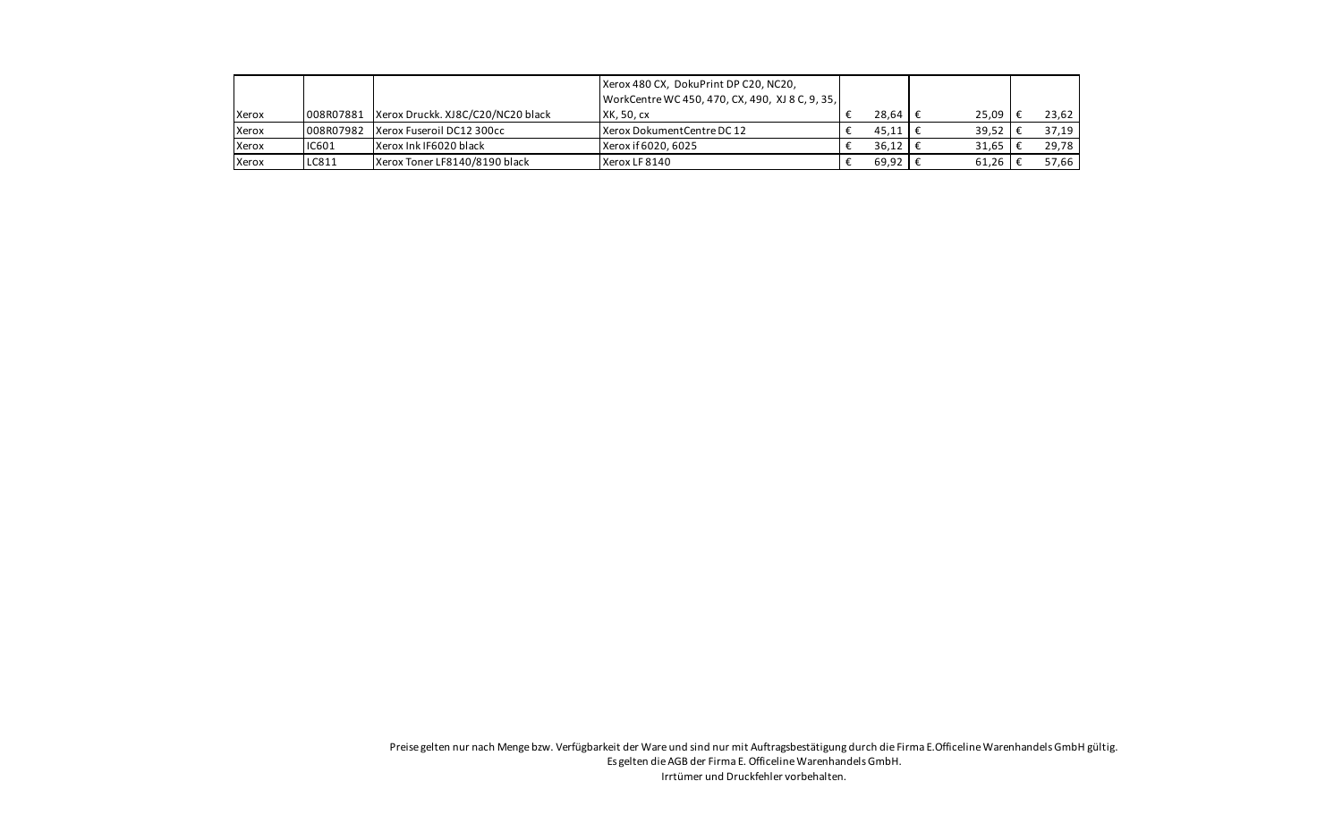| | | | | | | |
|---|---|---|---|---|---|---|
| Xerox | 008R07881 | Xerox Druckk. XJ8C/C20/NC20 black | Xerox 480 CX, DokuPrint DP C20, NC20, WorkCentre WC 450, 470, CX, 490, XJ 8 C, 9, 35, XK, 50, cx | € 28,64 | € 25,09 | € 23,62 |
| Xerox | 008R07982 | Xerox Fuseroil DC12 300cc | Xerox DokumentCentre DC 12 | € 45,11 | € 39,52 | € 37,19 |
| Xerox | IC601 | Xerox Ink IF6020 black | Xerox if 6020, 6025 | € 36,12 | € 31,65 | € 29,78 |
| Xerox | LC811 | Xerox Toner LF8140/8190 black | Xerox LF 8140 | € 69,92 | € 61,26 | € 57,66 |

Preise gelten nur nach Menge bzw. Verfügbarkeit der Ware und sind nur mit Auftragsbestätigung durch die Firma E.Officeline Warenhandels GmbH gültig.
Es gelten die AGB der Firma E. Officeline Warenhandels GmbH.
Irrtümer und Druckfehler vorbehalten.